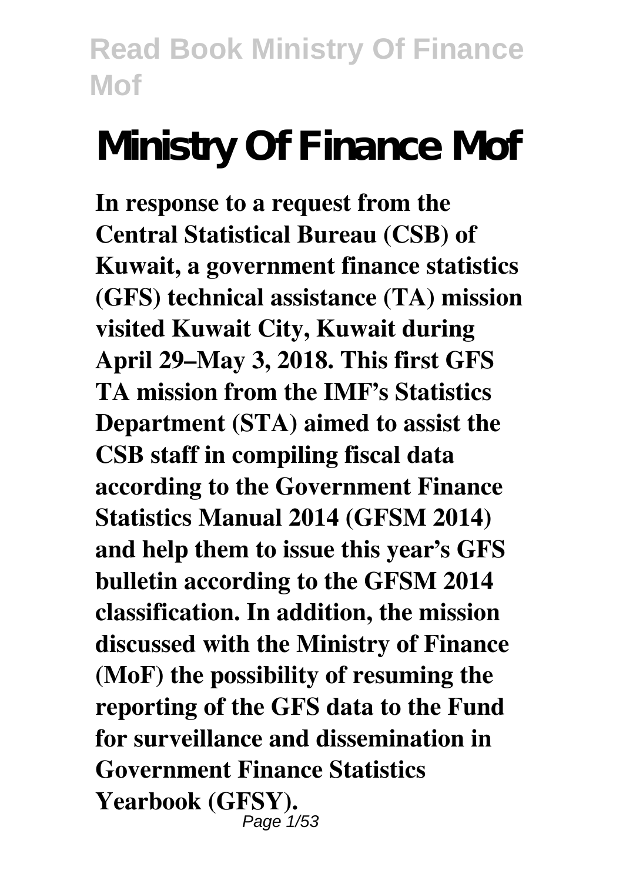# Ministry Of Finance Mof

**In response to a request from the Central Statistical Bureau (CSB) of Kuwait, a government finance statistics (GFS) technical assistance (TA) mission visited Kuwait City, Kuwait during April 29–May 3, 2018. This first GFS TA mission from the IMF's Statistics Department (STA) aimed to assist the CSB staff in compiling fiscal data according to the Government Finance Statistics Manual 2014 (GFSM 2014) and help them to issue this year's GFS bulletin according to the GFSM 2014 classification. In addition, the mission discussed with the Ministry of Finance (MoF) the possibility of resuming the reporting of the GFS data to the Fund for surveillance and dissemination in Government Finance Statistics Yearbook (GFSY).**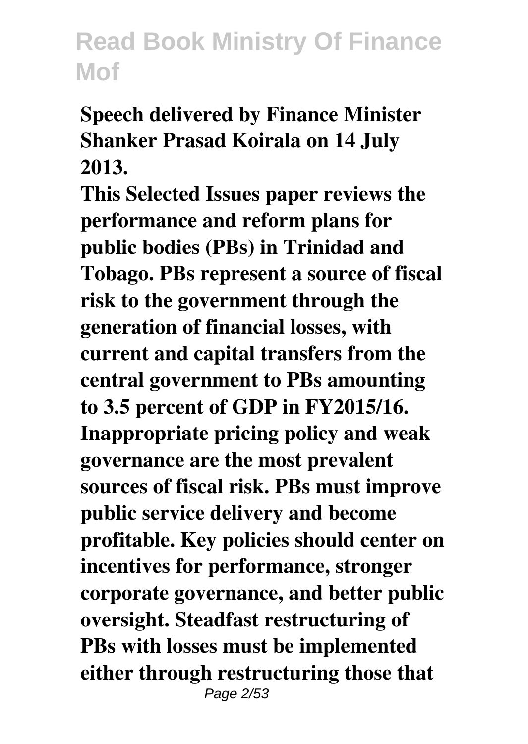**Speech delivered by Finance Minister Shanker Prasad Koirala on 14 July 2013.**

**This Selected Issues paper reviews the performance and reform plans for public bodies (PBs) in Trinidad and Tobago. PBs represent a source of fiscal risk to the government through the generation of financial losses, with current and capital transfers from the central government to PBs amounting to 3.5 percent of GDP in FY2015/16. Inappropriate pricing policy and weak governance are the most prevalent sources of fiscal risk. PBs must improve public service delivery and become profitable. Key policies should center on incentives for performance, stronger corporate governance, and better public oversight. Steadfast restructuring of PBs with losses must be implemented either through restructuring those that**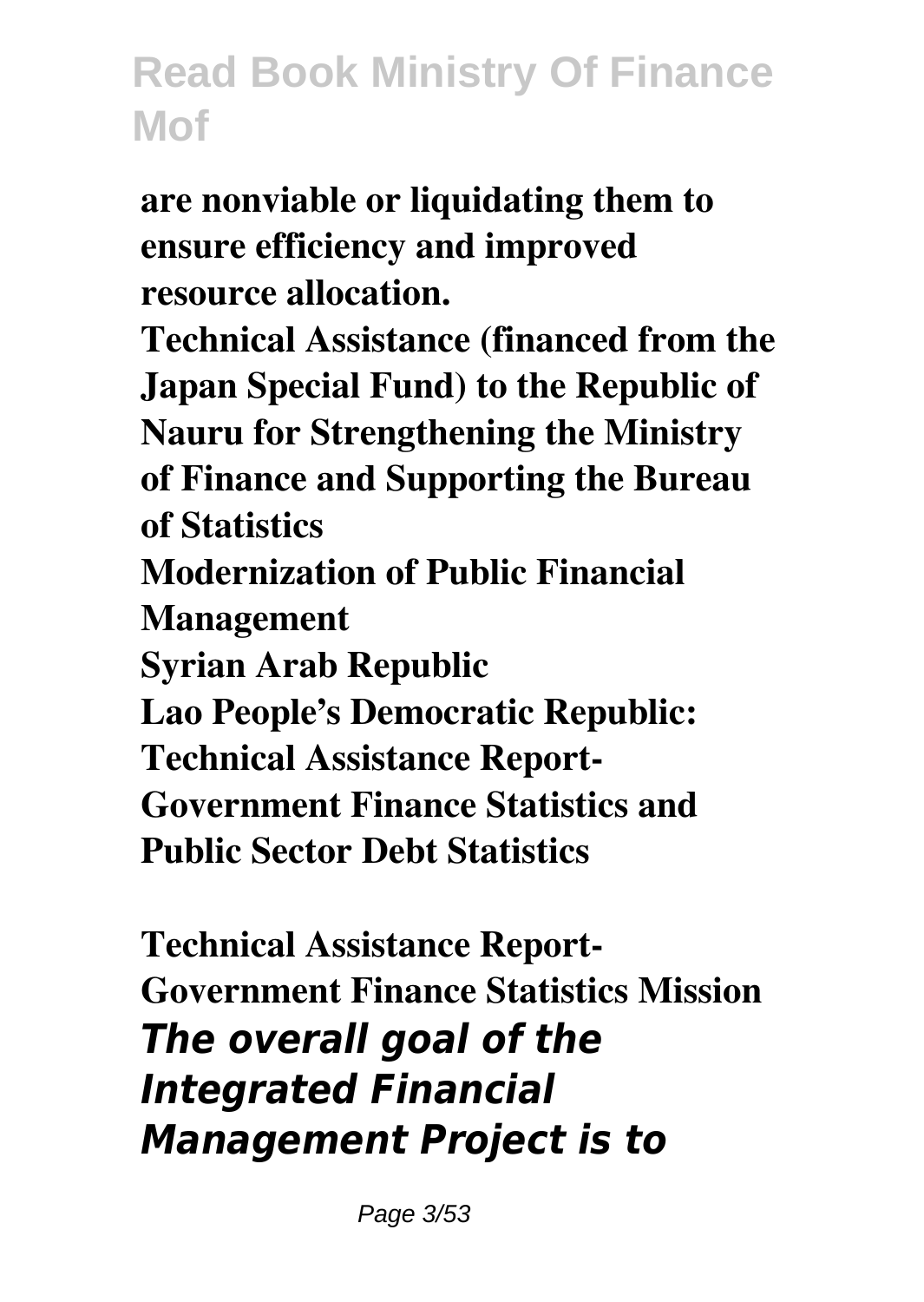**are nonviable or liquidating them to ensure efficiency and improved resource allocation.**

**Technical Assistance (financed from the Japan Special Fund) to the Republic of Nauru for Strengthening the Ministry of Finance and Supporting the Bureau of Statistics**

**Modernization of Public Financial Management**

**Syrian Arab Republic**

**Lao People's Democratic Republic: Technical Assistance Report-Government Finance Statistics and Public Sector Debt Statistics**

**Technical Assistance Report-Government Finance Statistics Mission**

***The overall goal of the Integrated Financial Management Project is to***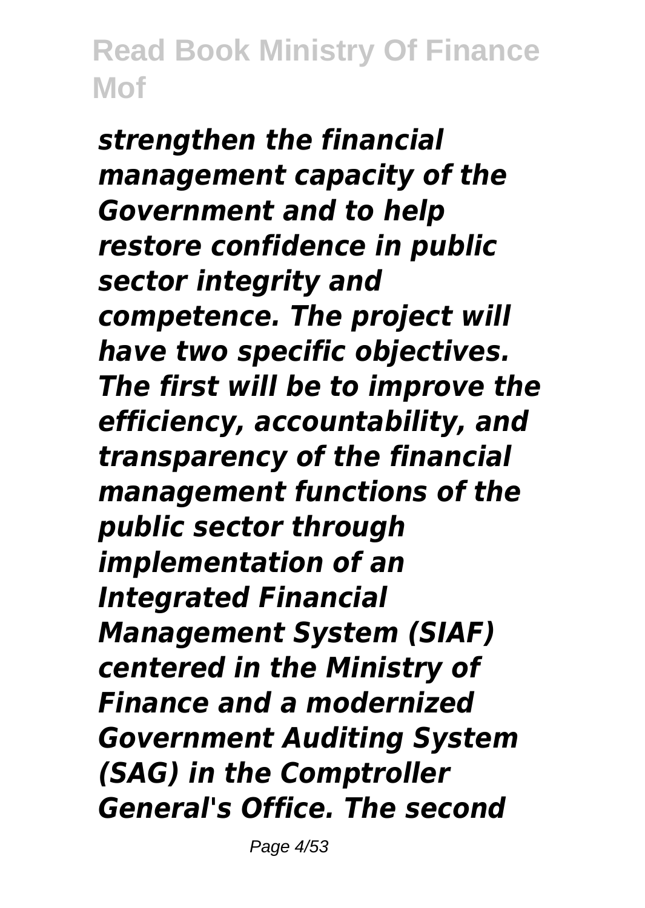*strengthen the financial management capacity of the Government and to help restore confidence in public sector integrity and competence. The project will have two specific objectives. The first will be to improve the efficiency, accountability, and transparency of the financial management functions of the public sector through implementation of an Integrated Financial Management System (SIAF) centered in the Ministry of Finance and a modernized Government Auditing System (SAG) in the Comptroller General's Office. The second*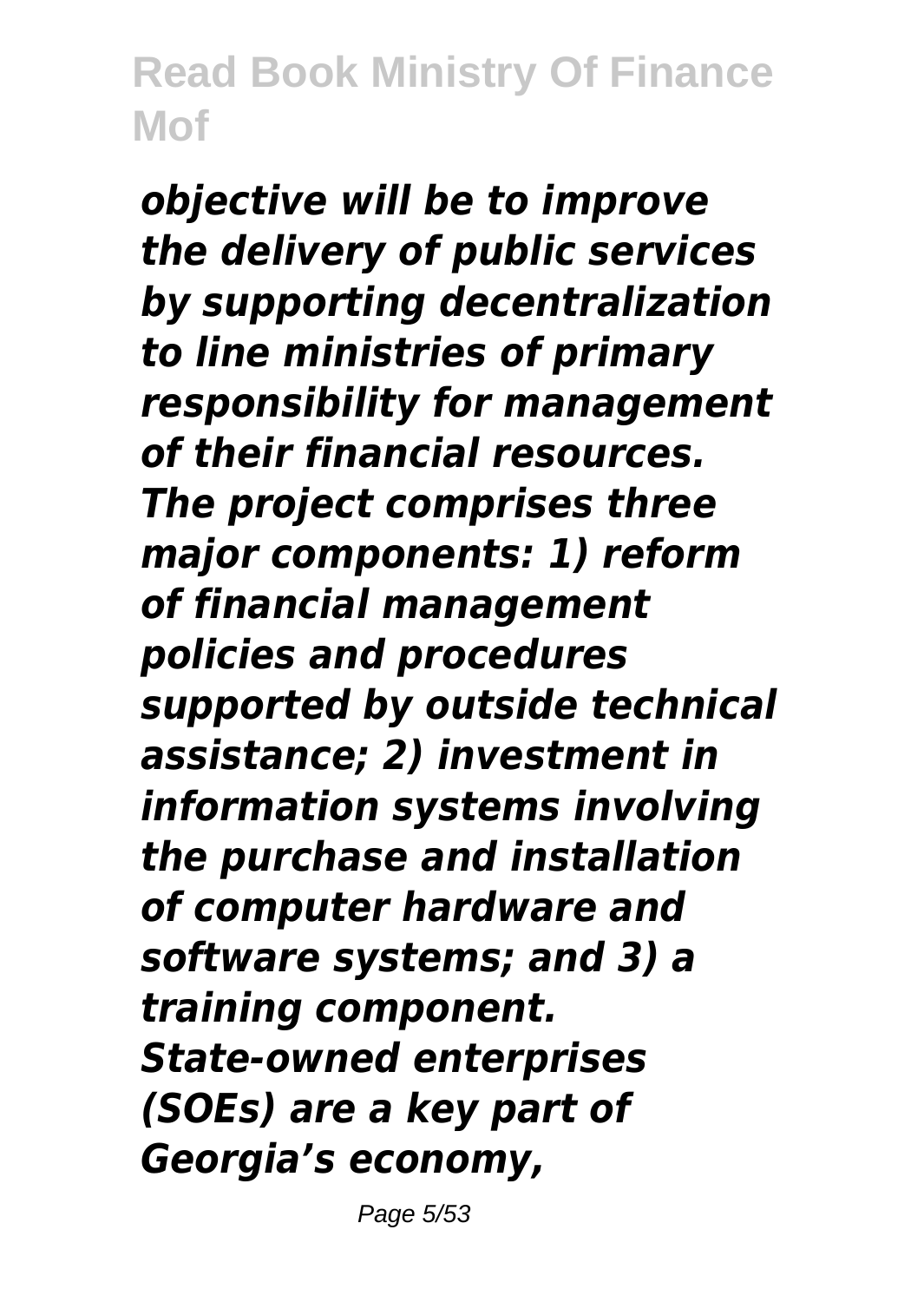*objective will be to improve the delivery of public services by supporting decentralization to line ministries of primary responsibility for management of their financial resources. The project comprises three major components: 1) reform of financial management policies and procedures supported by outside technical assistance; 2) investment in information systems involving the purchase and installation of computer hardware and software systems; and 3) a training component.*

*State-owned enterprises (SOEs) are a key part of Georgia's economy,*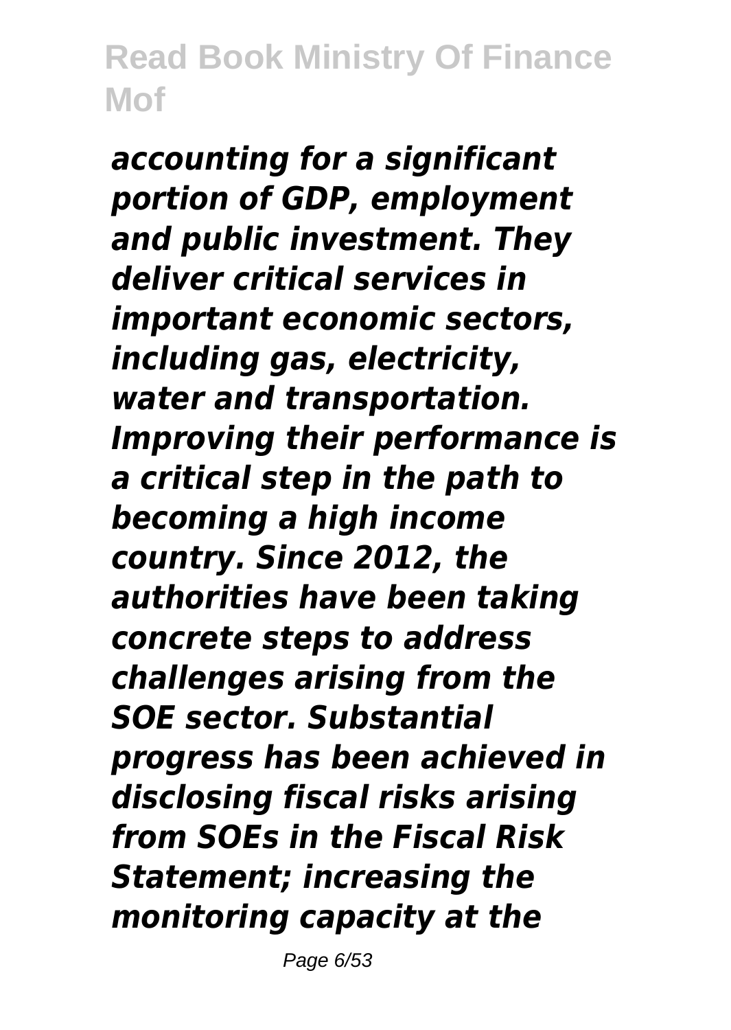*accounting for a significant portion of GDP, employment and public investment. They deliver critical services in important economic sectors, including gas, electricity, water and transportation. Improving their performance is a critical step in the path to becoming a high income country. Since 2012, the authorities have been taking concrete steps to address challenges arising from the SOE sector. Substantial progress has been achieved in disclosing fiscal risks arising from SOEs in the Fiscal Risk Statement; increasing the monitoring capacity at the*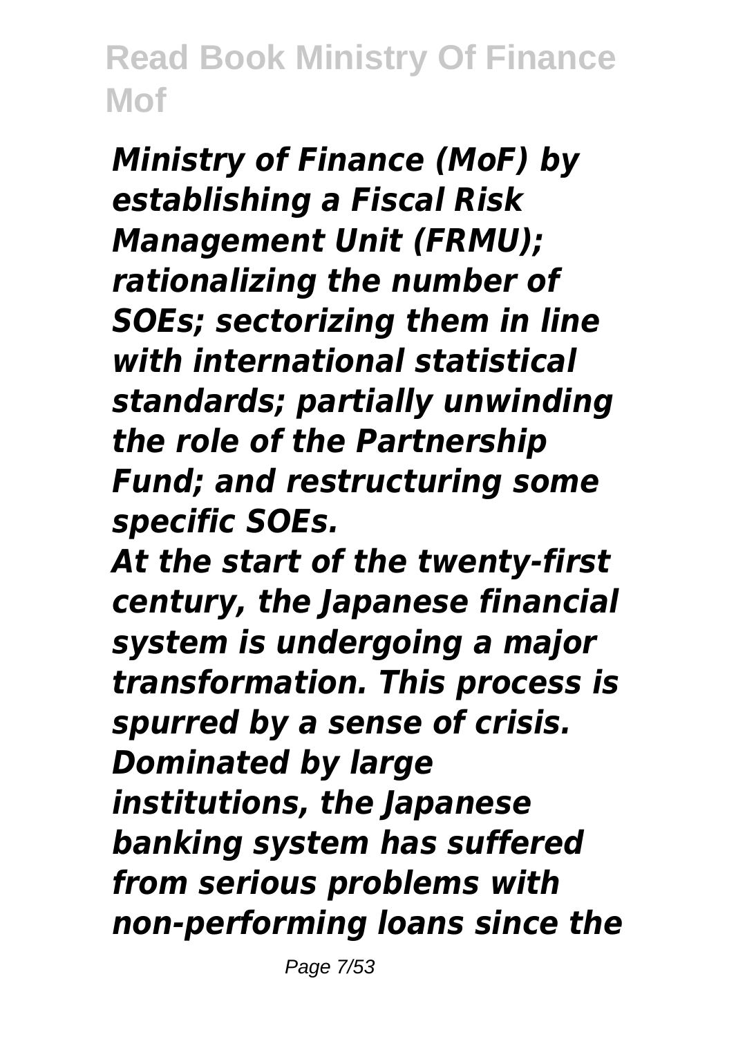*Ministry of Finance (MoF) by establishing a Fiscal Risk Management Unit (FRMU); rationalizing the number of SOEs; sectorizing them in line with international statistical standards; partially unwinding the role of the Partnership Fund; and restructuring some specific SOEs.*

*At the start of the twenty-first century, the Japanese financial system is undergoing a major transformation. This process is spurred by a sense of crisis. Dominated by large institutions, the Japanese banking system has suffered from serious problems with non-performing loans since the*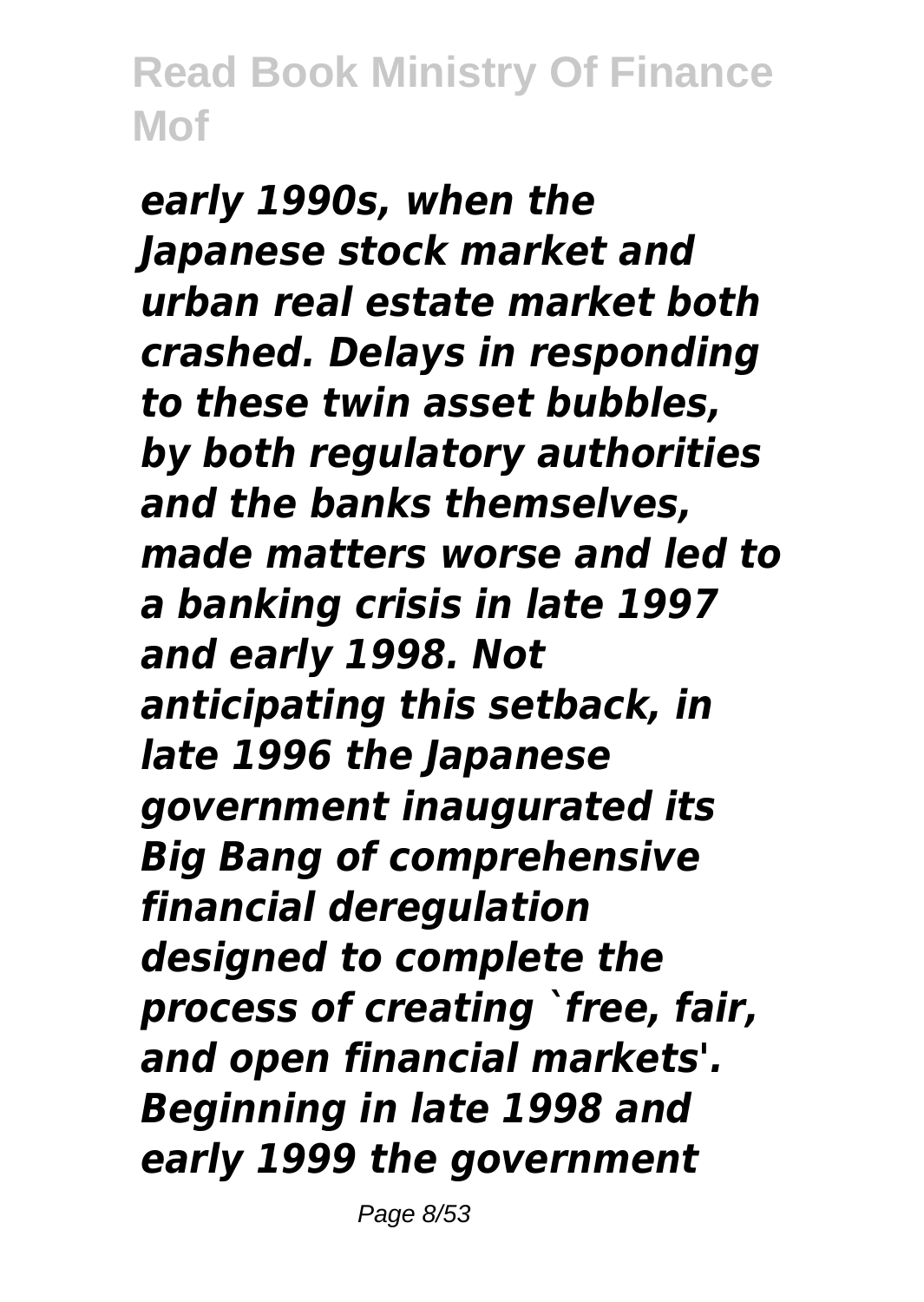*early 1990s, when the Japanese stock market and urban real estate market both crashed. Delays in responding to these twin asset bubbles, by both regulatory authorities and the banks themselves, made matters worse and led to a banking crisis in late 1997 and early 1998. Not anticipating this setback, in late 1996 the Japanese government inaugurated its Big Bang of comprehensive financial deregulation designed to complete the process of creating `free, fair, and open financial markets'. Beginning in late 1998 and early 1999 the government*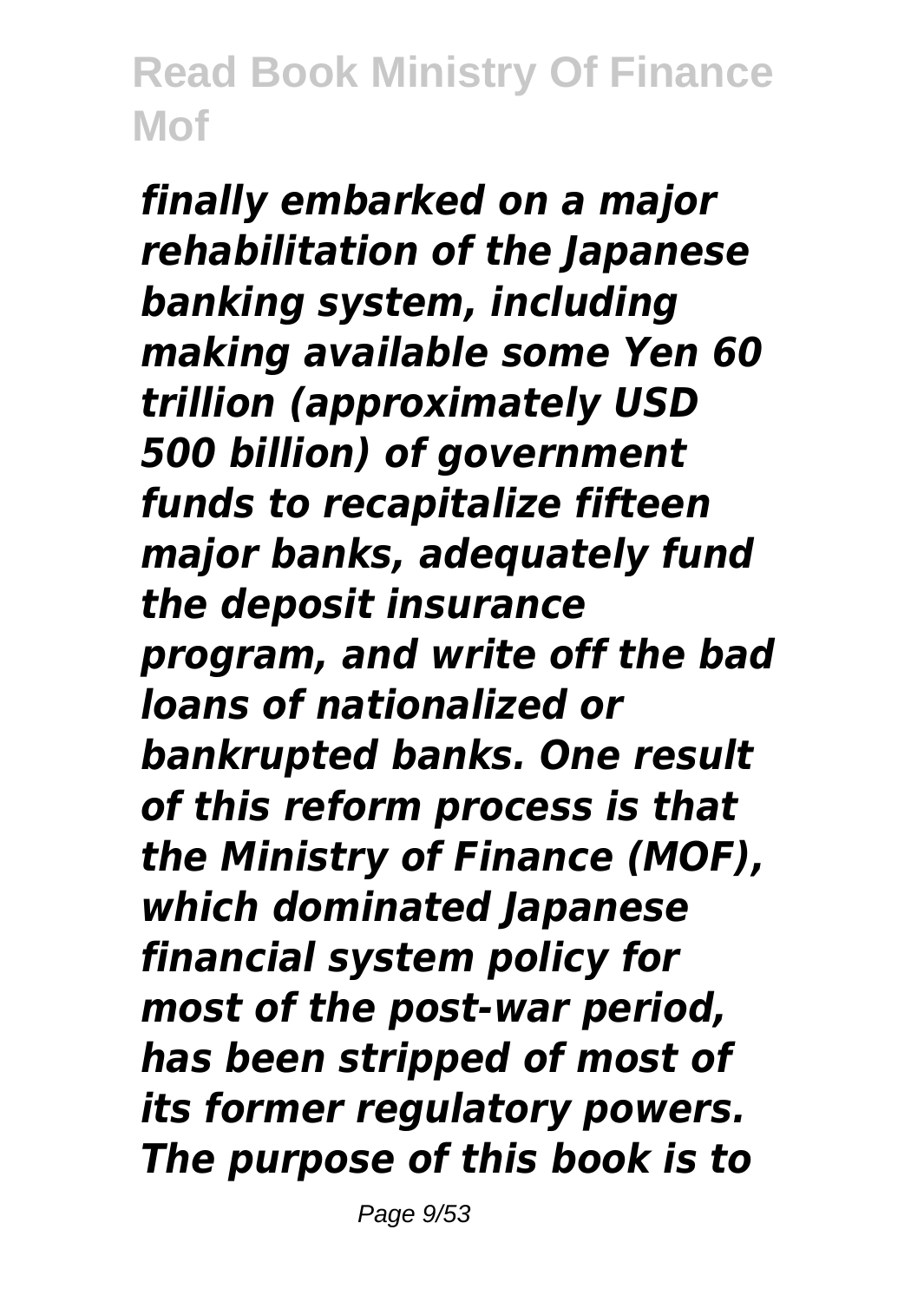*finally embarked on a major rehabilitation of the Japanese banking system, including making available some Yen 60 trillion (approximately USD 500 billion) of government funds to recapitalize fifteen major banks, adequately fund the deposit insurance program, and write off the bad loans of nationalized or bankrupted banks. One result of this reform process is that the Ministry of Finance (MOF), which dominated Japanese financial system policy for most of the post-war period, has been stripped of most of its former regulatory powers. The purpose of this book is to*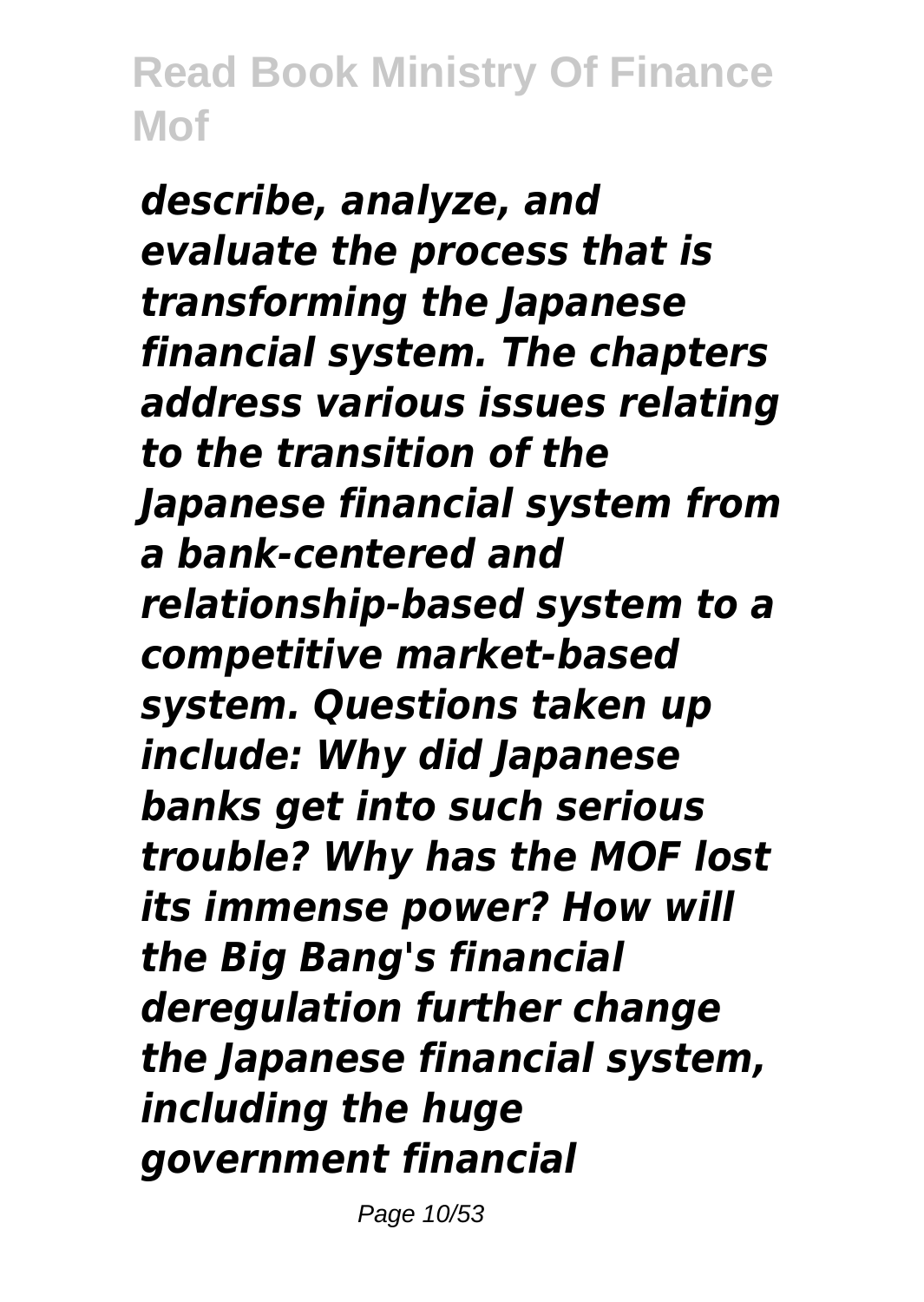*describe, analyze, and evaluate the process that is transforming the Japanese financial system. The chapters address various issues relating to the transition of the Japanese financial system from a bank-centered and relationship-based system to a competitive market-based system. Questions taken up include: Why did Japanese banks get into such serious trouble? Why has the MOF lost its immense power? How will the Big Bang's financial deregulation further change the Japanese financial system, including the huge government financial*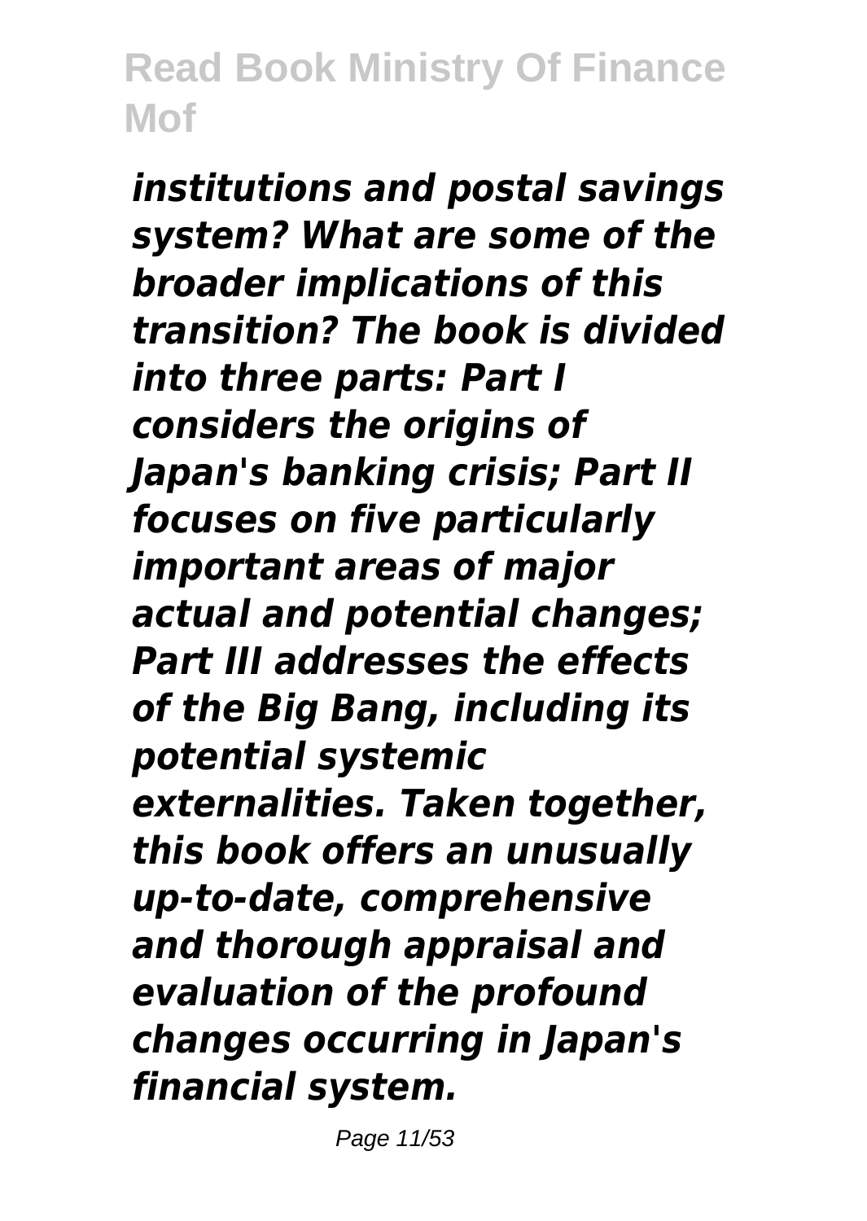*institutions and postal savings system? What are some of the broader implications of this transition? The book is divided into three parts: Part I considers the origins of Japan's banking crisis; Part II focuses on five particularly important areas of major actual and potential changes; Part III addresses the effects of the Big Bang, including its potential systemic externalities. Taken together, this book offers an unusually up-to-date, comprehensive and thorough appraisal and evaluation of the profound changes occurring in Japan's financial system.*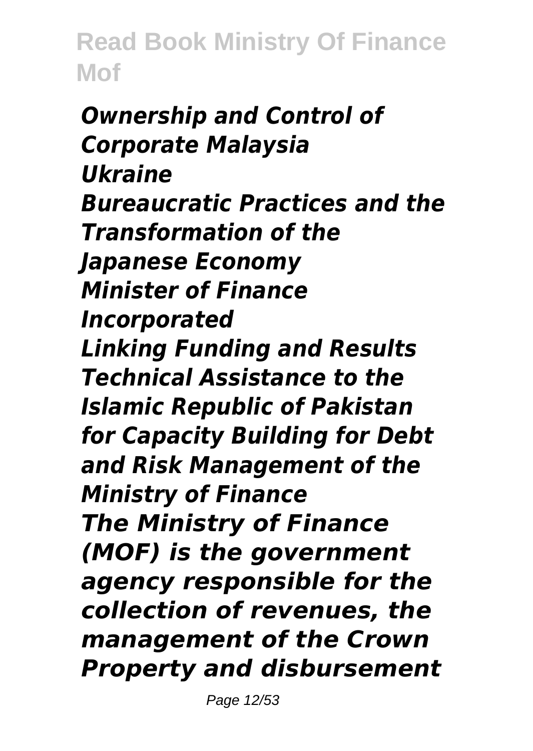*Ownership and Control of Corporate Malaysia*
*Ukraine*
*Bureaucratic Practices and the Transformation of the Japanese Economy*
*Minister of Finance Incorporated*
*Linking Funding and Results*
*Technical Assistance to the Islamic Republic of Pakistan for Capacity Building for Debt and Risk Management of the Ministry of Finance*
*The Ministry of Finance (MOF) is the government agency responsible for the collection of revenues, the management of the Crown Property and disbursement*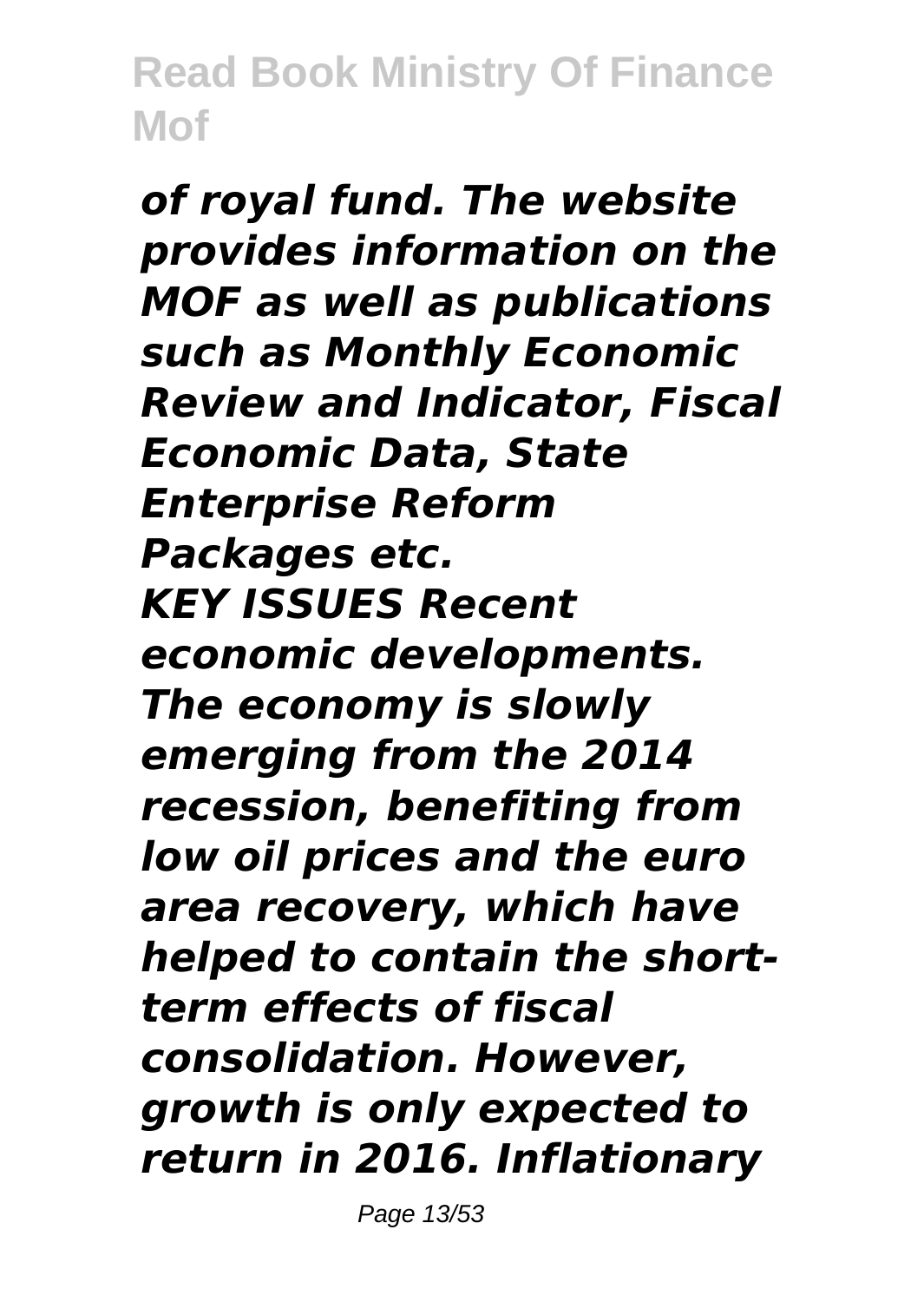*of royal fund. The website provides information on the MOF as well as publications such as Monthly Economic Review and Indicator, Fiscal Economic Data, State Enterprise Reform Packages etc.*

*KEY ISSUES Recent economic developments. The economy is slowly emerging from the 2014 recession, benefiting from low oil prices and the euro area recovery, which have helped to contain the short-term effects of fiscal consolidation. However, growth is only expected to return in 2016. Inflationary*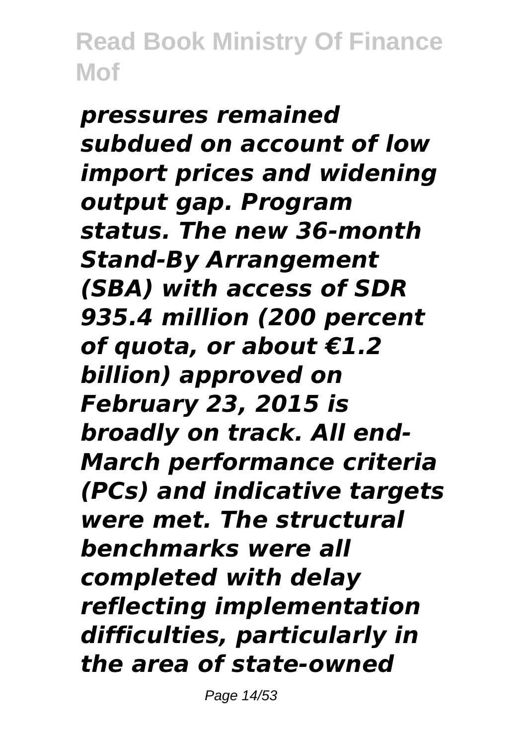*pressures remained subdued on account of low import prices and widening output gap. Program status. The new 36-month Stand-By Arrangement (SBA) with access of SDR 935.4 million (200 percent of quota, or about €1.2 billion) approved on February 23, 2015 is broadly on track. All end-March performance criteria (PCs) and indicative targets were met. The structural benchmarks were all completed with delay reflecting implementation difficulties, particularly in the area of state-owned*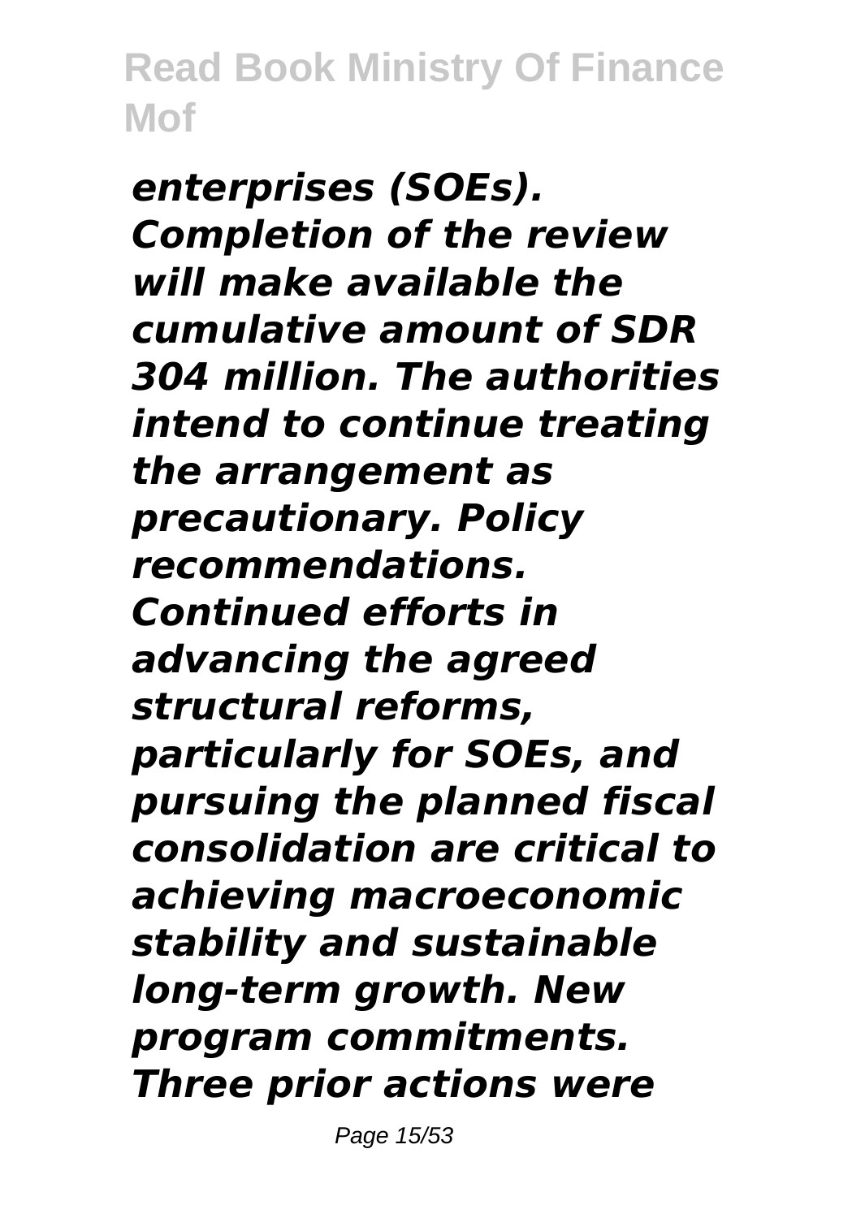*enterprises (SOEs). Completion of the review will make available the cumulative amount of SDR 304 million. The authorities intend to continue treating the arrangement as precautionary. Policy recommendations. Continued efforts in advancing the agreed structural reforms, particularly for SOEs, and pursuing the planned fiscal consolidation are critical to achieving macroeconomic stability and sustainable long-term growth. New program commitments. Three prior actions were*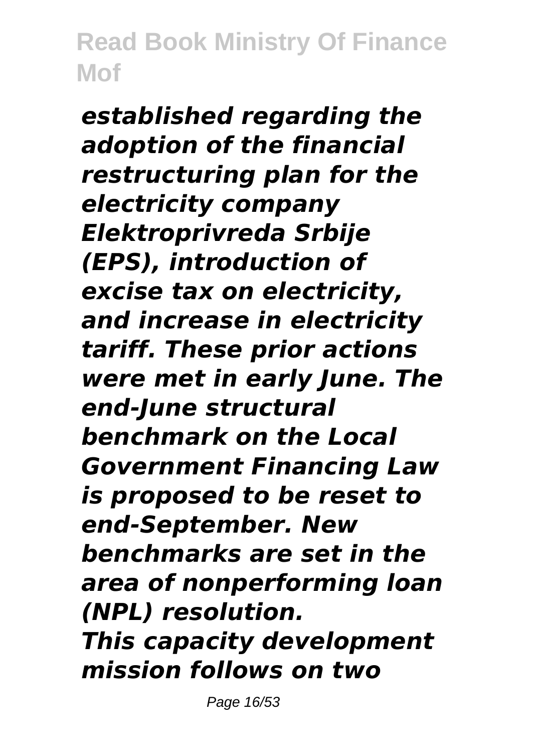*established regarding the adoption of the financial restructuring plan for the electricity company Elektroprivreda Srbije (EPS), introduction of excise tax on electricity, and increase in electricity tariff. These prior actions were met in early June. The end-June structural benchmark on the Local Government Financing Law is proposed to be reset to end-September. New benchmarks are set in the area of nonperforming loan (NPL) resolution.*

*This capacity development mission follows on two*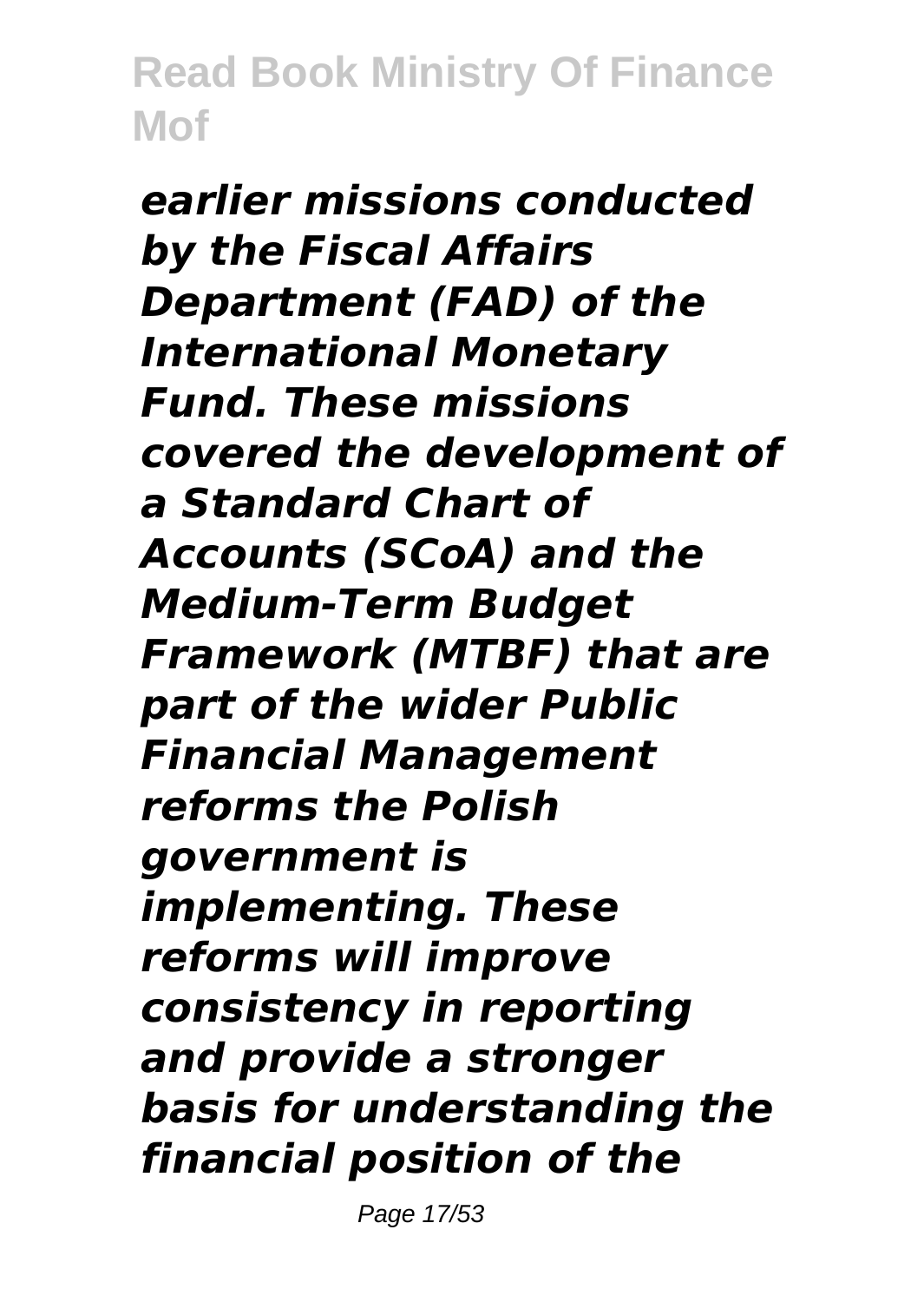*earlier missions conducted by the Fiscal Affairs Department (FAD) of the International Monetary Fund. These missions covered the development of a Standard Chart of Accounts (SCoA) and the Medium-Term Budget Framework (MTBF) that are part of the wider Public Financial Management reforms the Polish government is implementing. These reforms will improve consistency in reporting and provide a stronger basis for understanding the financial position of the*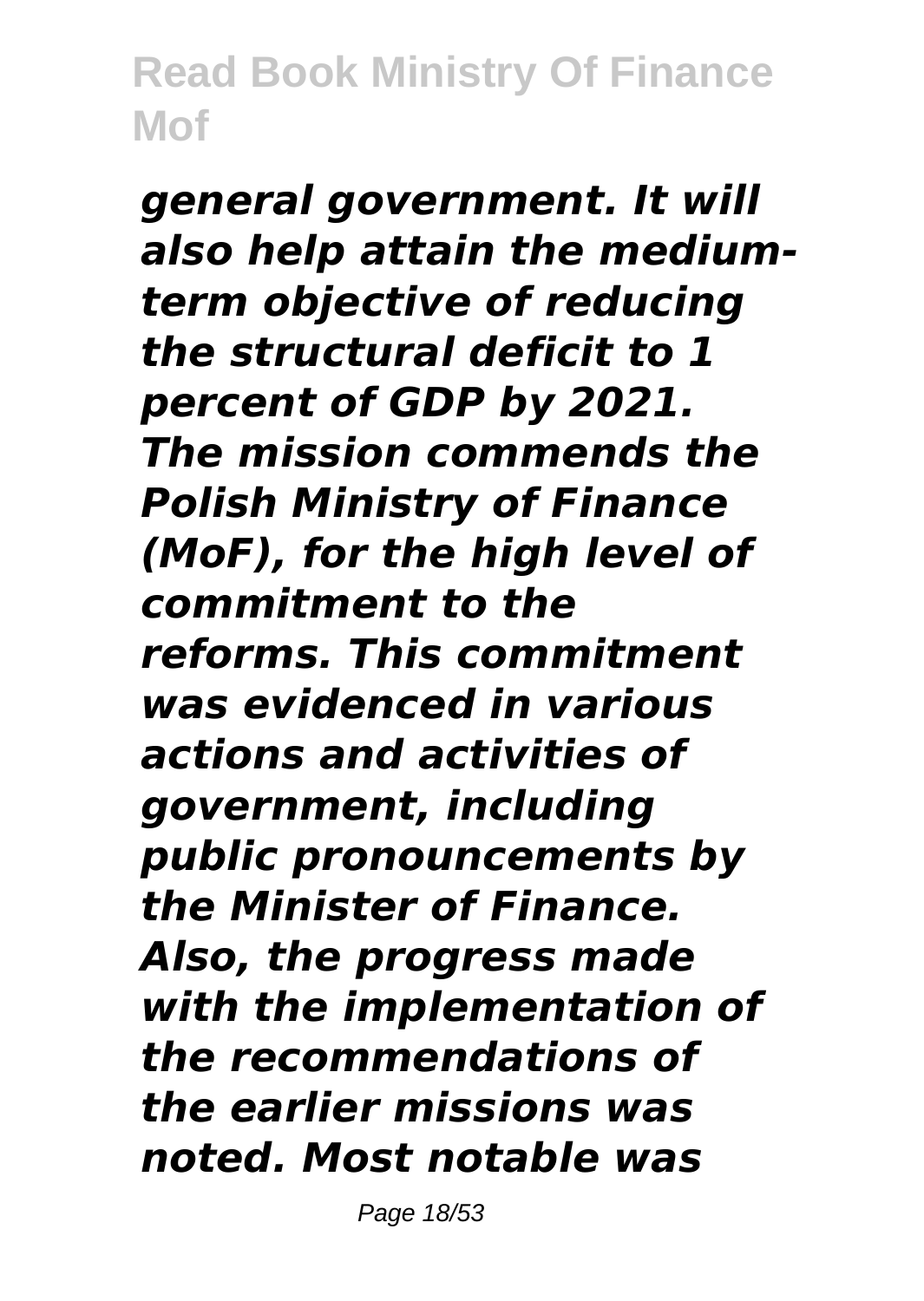*general government. It will also help attain the medium-term objective of reducing the structural deficit to 1 percent of GDP by 2021. The mission commends the Polish Ministry of Finance (MoF), for the high level of commitment to the reforms. This commitment was evidenced in various actions and activities of government, including public pronouncements by the Minister of Finance. Also, the progress made with the implementation of the recommendations of the earlier missions was noted. Most notable was*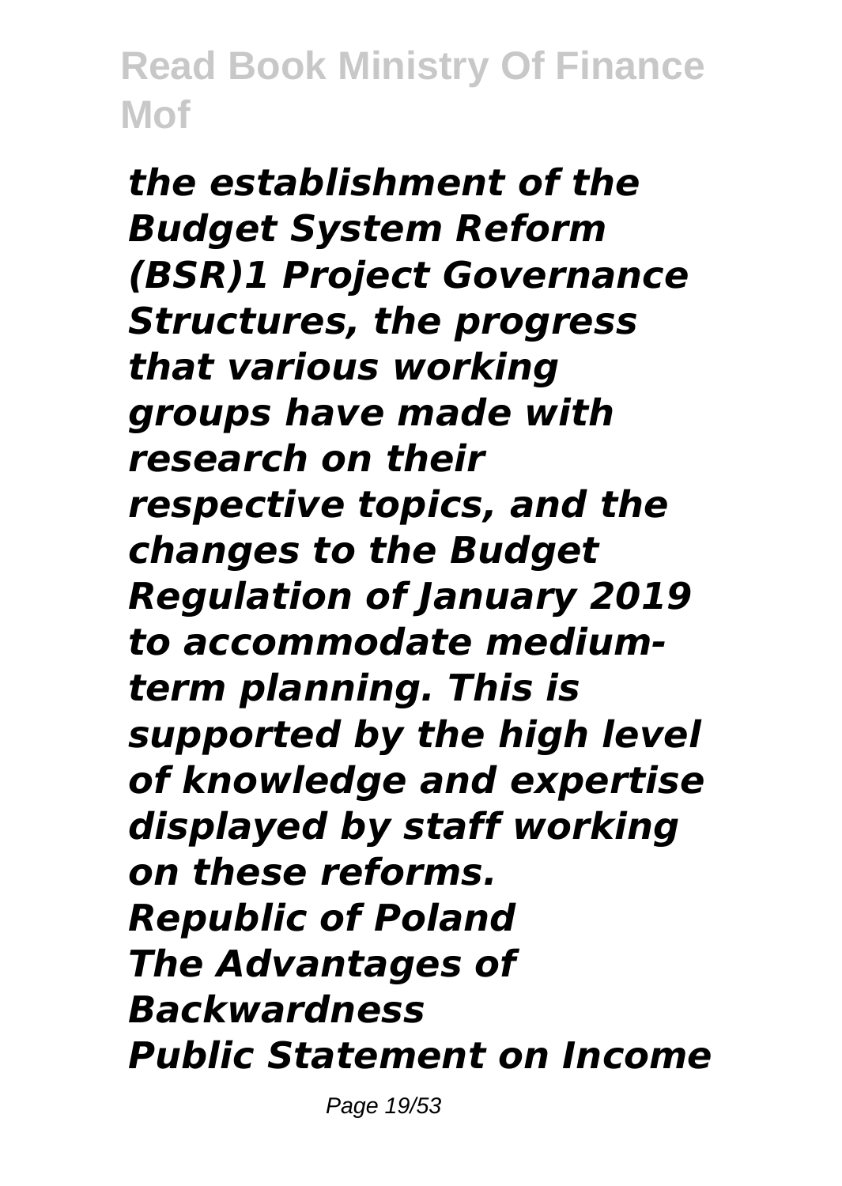*the establishment of the Budget System Reform (BSR)1 Project Governance Structures, the progress that various working groups have made with research on their respective topics, and the changes to the Budget Regulation of January 2019 to accommodate medium-term planning. This is supported by the high level of knowledge and expertise displayed by staff working on these reforms.*

*Republic of Poland*

*The Advantages of Backwardness*

*Public Statement on Income*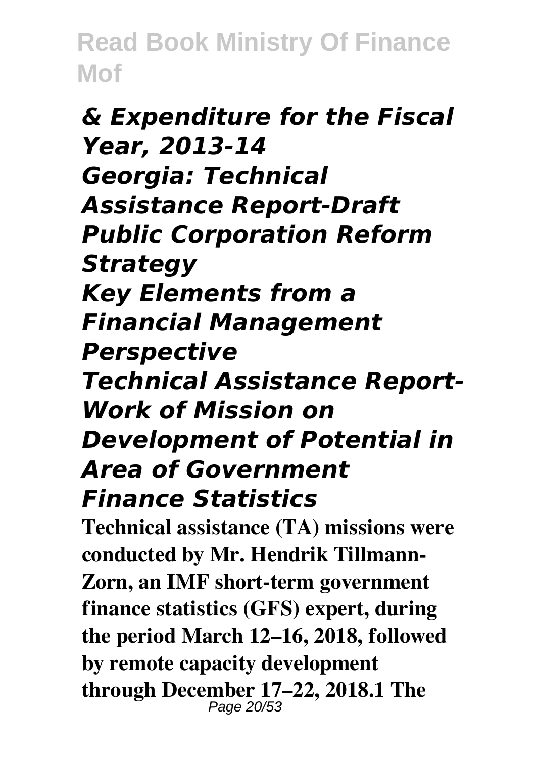*& Expenditure for the Fiscal Year, 2013-14*

***Georgia: Technical Assistance Report-Draft Public Corporation Reform Strategy***

***Key Elements from a Financial Management Perspective***

***Technical Assistance Report-Work of Mission on Development of Potential in Area of Government Finance Statistics***

**Technical assistance (TA) missions were conducted by Mr. Hendrik Tillmann-Zorn, an IMF short-term government finance statistics (GFS) expert, during the period March 12–16, 2018, followed by remote capacity development through December 17–22, 2018.1 The**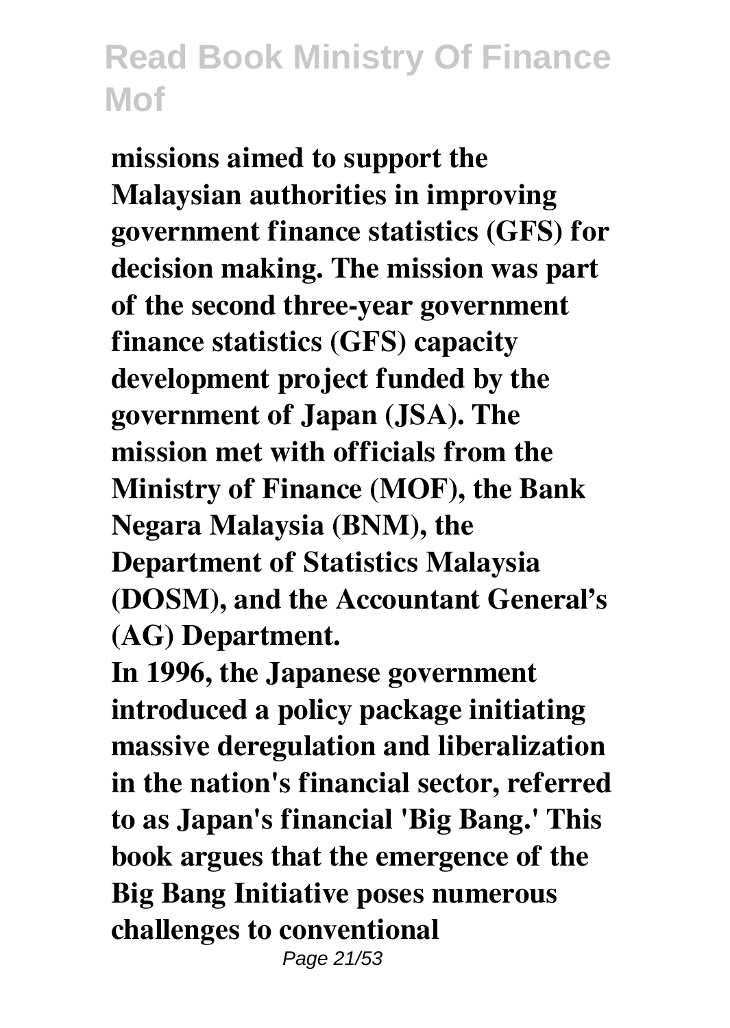**missions aimed to support the Malaysian authorities in improving government finance statistics (GFS) for decision making. The mission was part of the second three-year government finance statistics (GFS) capacity development project funded by the government of Japan (JSA). The mission met with officials from the Ministry of Finance (MOF), the Bank Negara Malaysia (BNM), the Department of Statistics Malaysia (DOSM), and the Accountant General's (AG) Department.**

**In 1996, the Japanese government introduced a policy package initiating massive deregulation and liberalization in the nation's financial sector, referred to as Japan's financial 'Big Bang.' This book argues that the emergence of the Big Bang Initiative poses numerous challenges to conventional**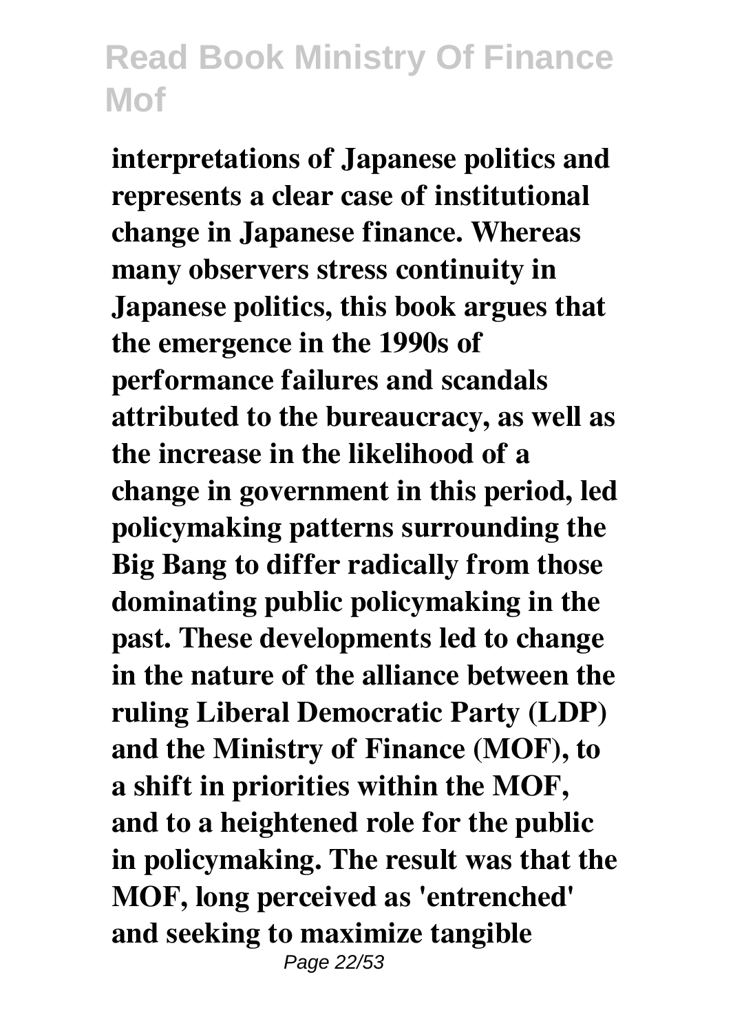**interpretations of Japanese politics and represents a clear case of institutional change in Japanese finance. Whereas many observers stress continuity in Japanese politics, this book argues that the emergence in the 1990s of performance failures and scandals attributed to the bureaucracy, as well as the increase in the likelihood of a change in government in this period, led policymaking patterns surrounding the Big Bang to differ radically from those dominating public policymaking in the past. These developments led to change in the nature of the alliance between the ruling Liberal Democratic Party (LDP) and the Ministry of Finance (MOF), to a shift in priorities within the MOF, and to a heightened role for the public in policymaking. The result was that the MOF, long perceived as 'entrenched' and seeking to maximize tangible**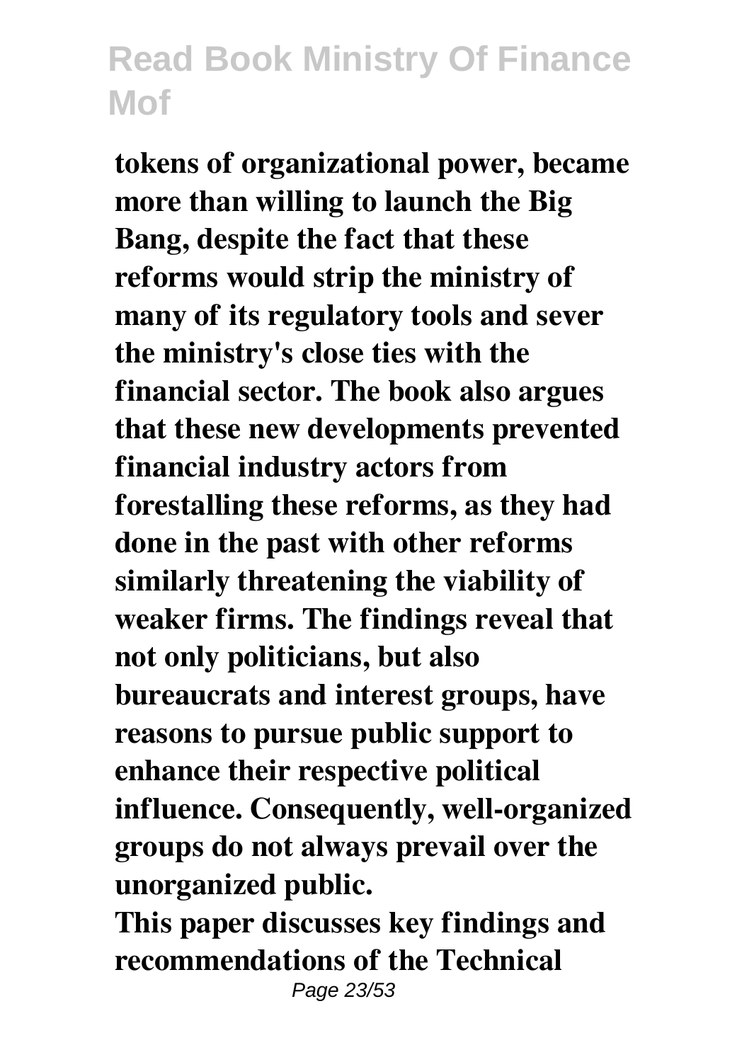**tokens of organizational power, became more than willing to launch the Big Bang, despite the fact that these reforms would strip the ministry of many of its regulatory tools and sever the ministry's close ties with the financial sector. The book also argues that these new developments prevented financial industry actors from forestalling these reforms, as they had done in the past with other reforms similarly threatening the viability of weaker firms. The findings reveal that not only politicians, but also bureaucrats and interest groups, have reasons to pursue public support to enhance their respective political influence. Consequently, well-organized groups do not always prevail over the unorganized public.**

**This paper discusses key findings and recommendations of the Technical**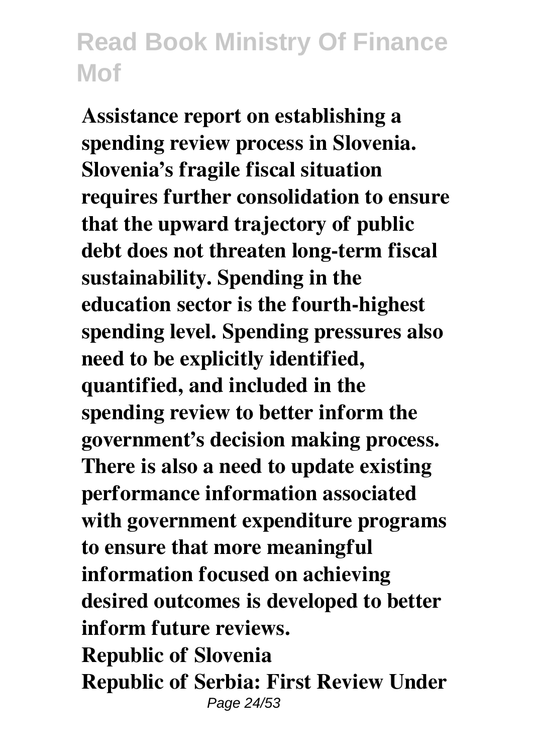**Assistance report on establishing a spending review process in Slovenia. Slovenia's fragile fiscal situation requires further consolidation to ensure that the upward trajectory of public debt does not threaten long-term fiscal sustainability. Spending in the education sector is the fourth-highest spending level. Spending pressures also need to be explicitly identified, quantified, and included in the spending review to better inform the government's decision making process. There is also a need to update existing performance information associated with government expenditure programs to ensure that more meaningful information focused on achieving desired outcomes is developed to better inform future reviews.**

**Republic of Slovenia**

**Republic of Serbia: First Review Under**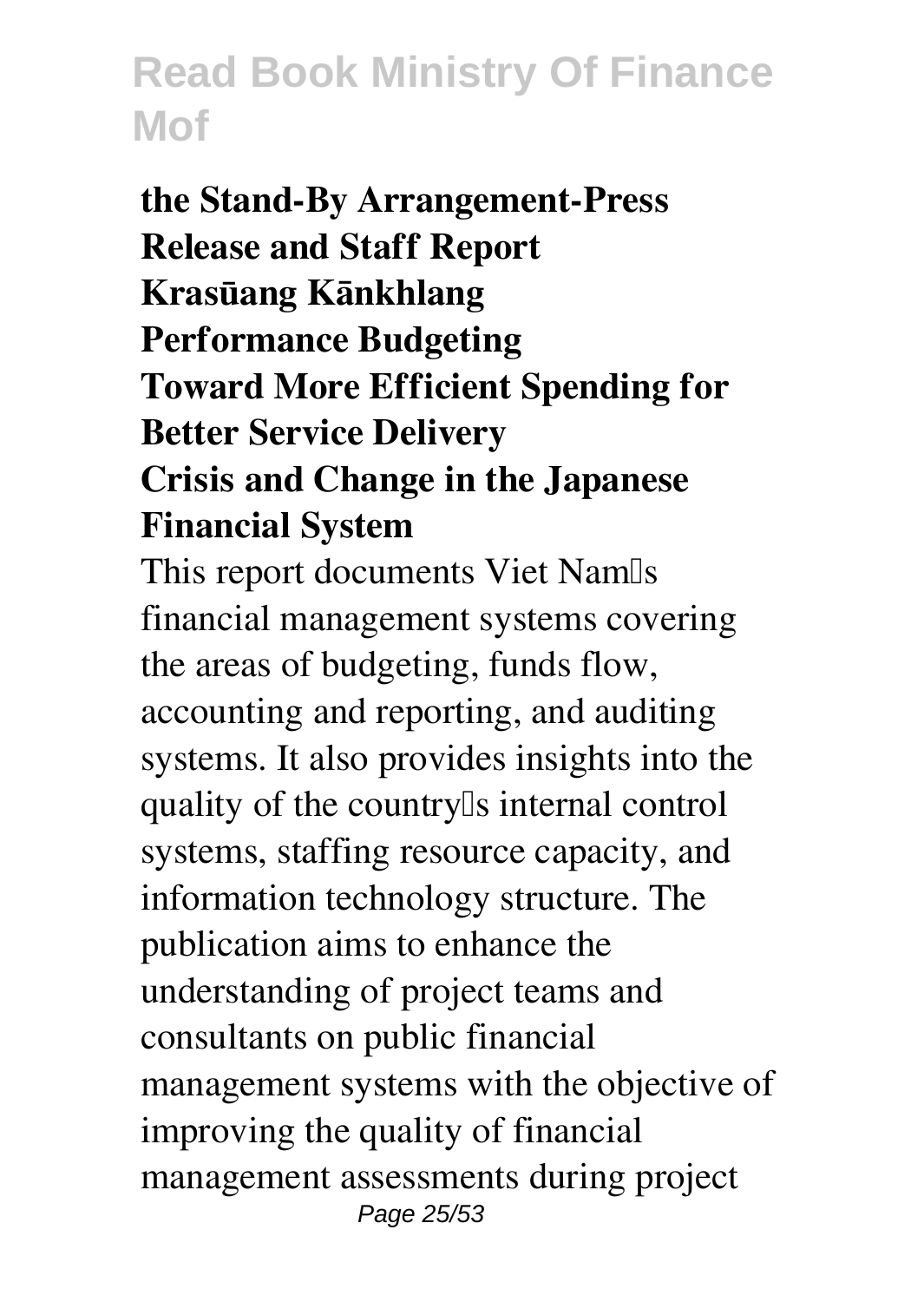**the Stand-By Arrangement-Press Release and Staff Report**
**Krasūang Kānkhlang**
**Performance Budgeting**
**Toward More Efficient Spending for Better Service Delivery**
**Crisis and Change in the Japanese Financial System**

This report documents Viet Nam's financial management systems covering the areas of budgeting, funds flow, accounting and reporting, and auditing systems. It also provides insights into the quality of the country's internal control systems, staffing resource capacity, and information technology structure. The publication aims to enhance the understanding of project teams and consultants on public financial management systems with the objective of improving the quality of financial management assessments during project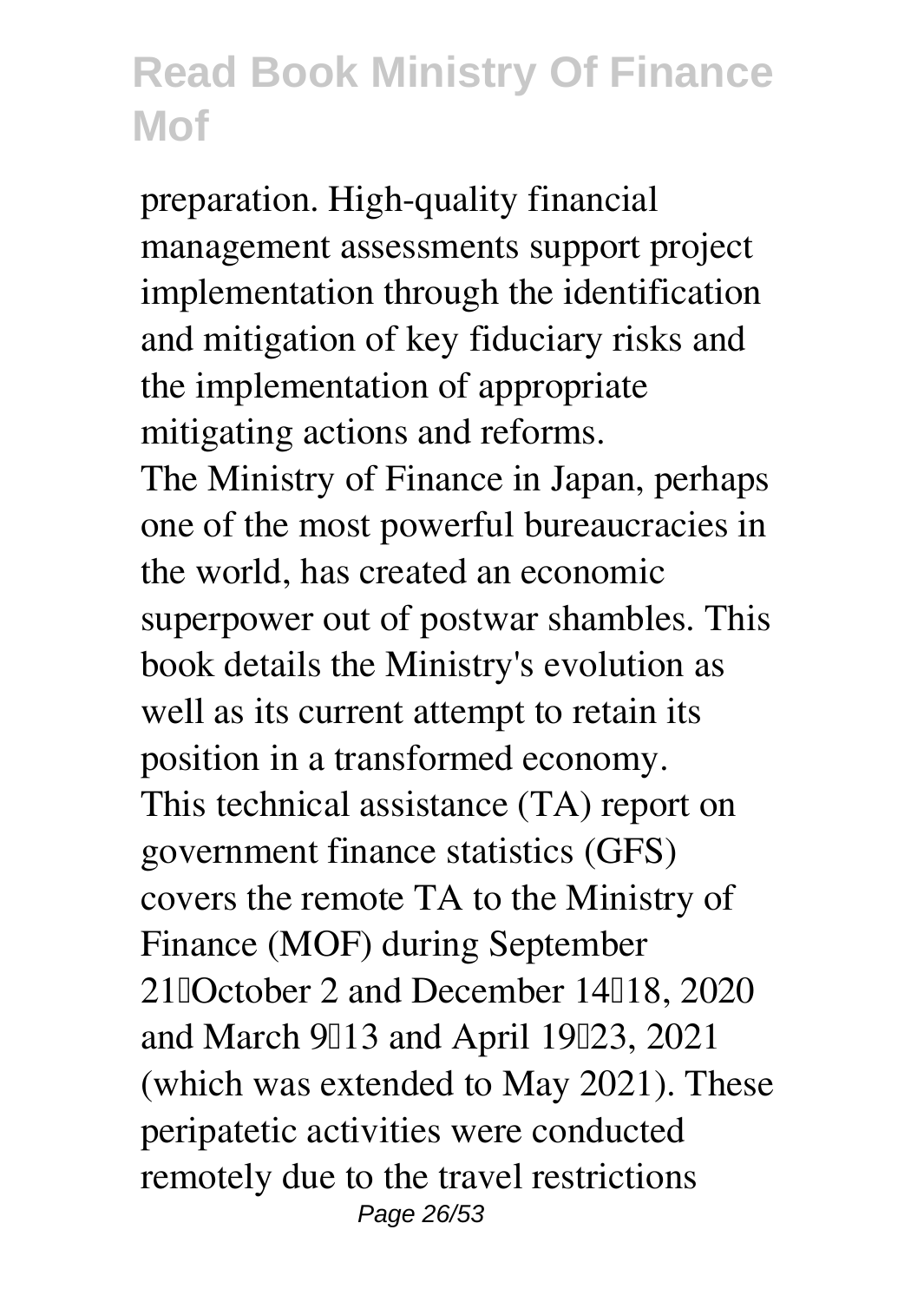preparation. High-quality financial management assessments support project implementation through the identification and mitigation of key fiduciary risks and the implementation of appropriate mitigating actions and reforms.

The Ministry of Finance in Japan, perhaps one of the most powerful bureaucracies in the world, has created an economic superpower out of postwar shambles. This book details the Ministry's evolution as well as its current attempt to retain its position in a transformed economy.

This technical assistance (TA) report on government finance statistics (GFS) covers the remote TA to the Ministry of Finance (MOF) during September 21–October 2 and December 14–18, 2020 and March 9–13 and April 19–23, 2021 (which was extended to May 2021). These peripatetic activities were conducted remotely due to the travel restrictions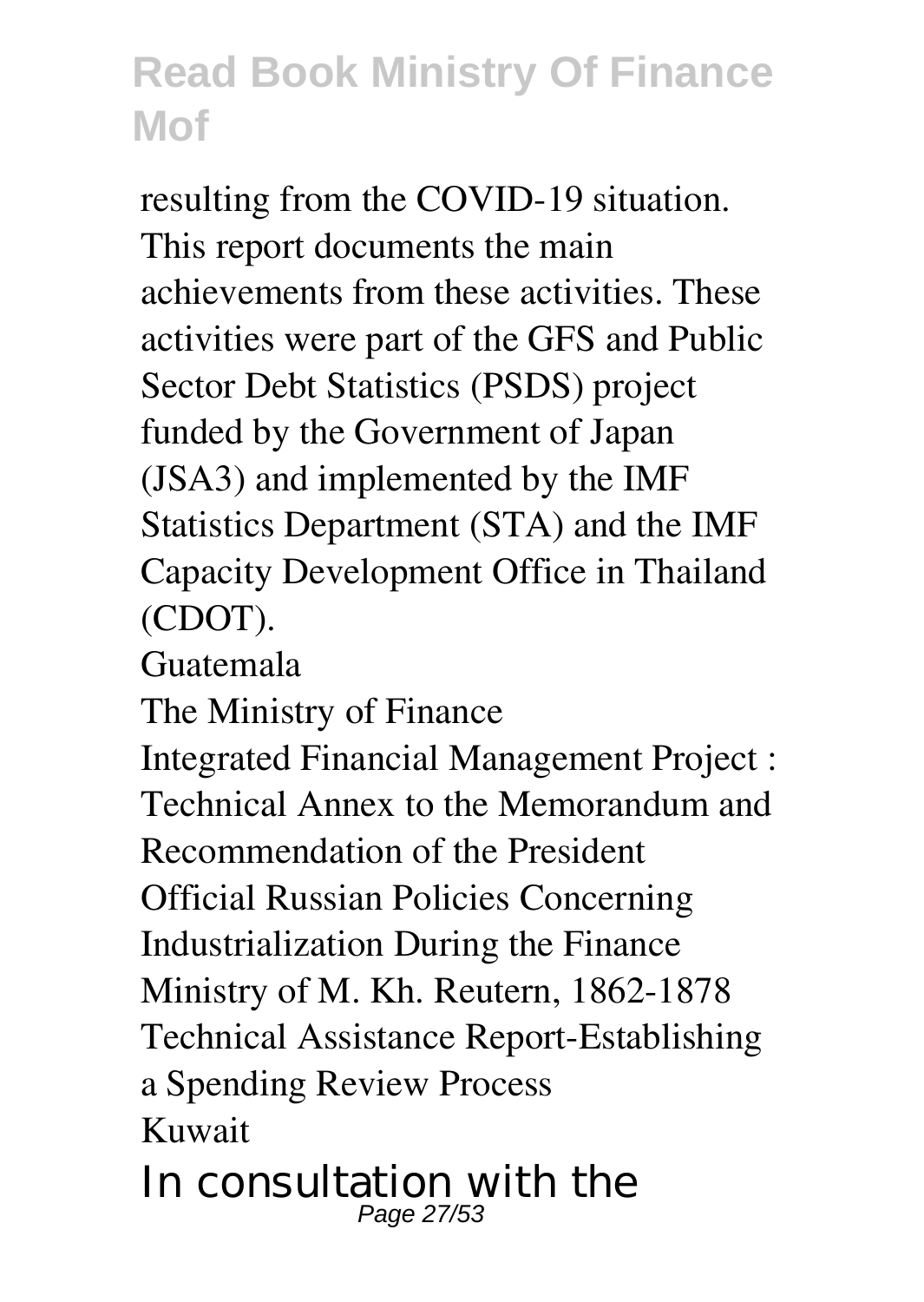resulting from the COVID-19 situation. This report documents the main achievements from these activities. These activities were part of the GFS and Public Sector Debt Statistics (PSDS) project funded by the Government of Japan (JSA3) and implemented by the IMF Statistics Department (STA) and the IMF Capacity Development Office in Thailand (CDOT).

Guatemala

The Ministry of Finance

Integrated Financial Management Project : Technical Annex to the Memorandum and Recommendation of the President

Official Russian Policies Concerning Industrialization During the Finance Ministry of M. Kh. Reutern, 1862-1878

Technical Assistance Report-Establishing a Spending Review Process

Kuwait

In consultation with the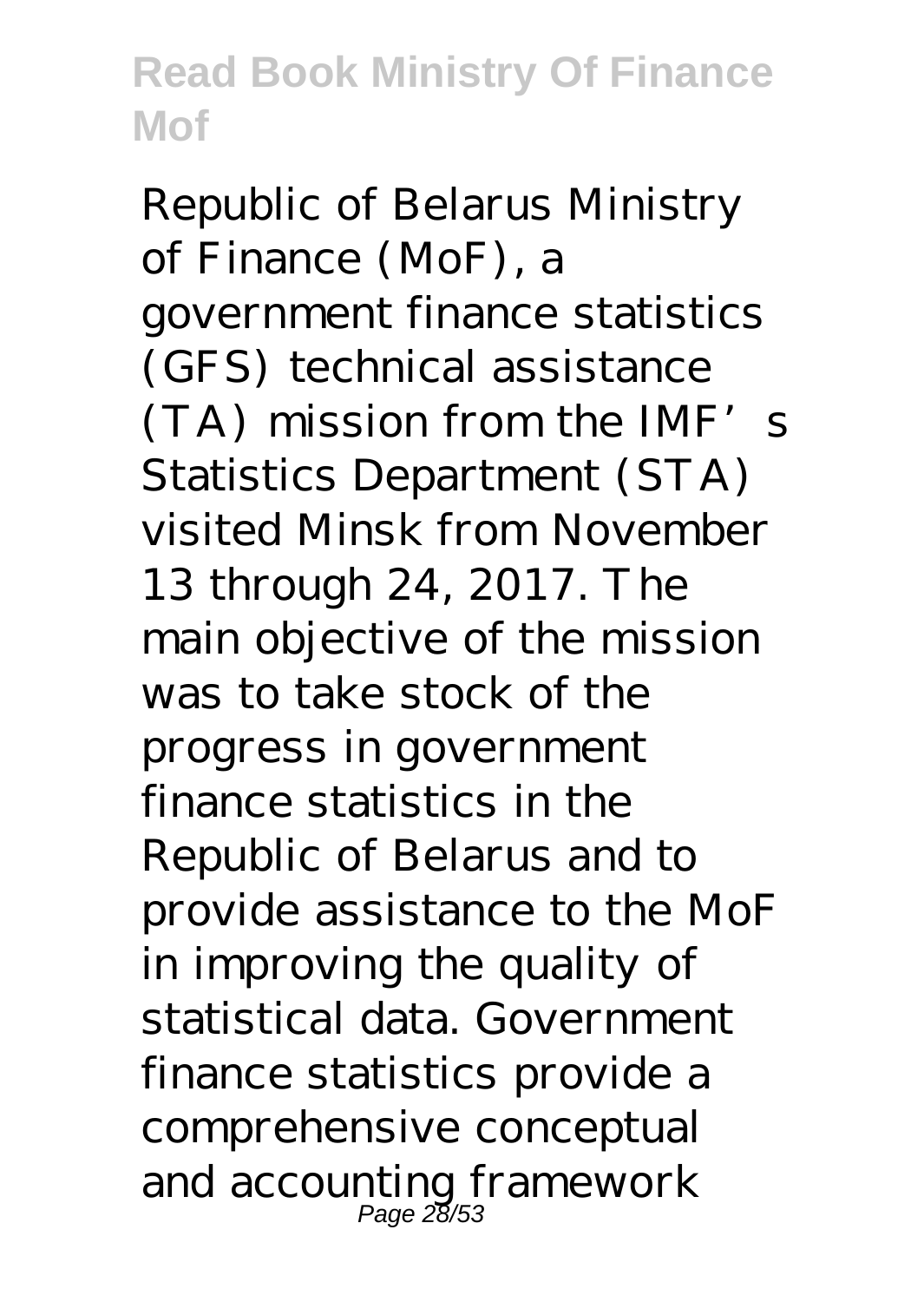Republic of Belarus Ministry of Finance (MoF), a government finance statistics (GFS) technical assistance (TA) mission from the IMF’s Statistics Department (STA) visited Minsk from November 13 through 24, 2017. The main objective of the mission was to take stock of the progress in government finance statistics in the Republic of Belarus and to provide assistance to the MoF in improving the quality of statistical data. Government finance statistics provide a comprehensive conceptual and accounting framework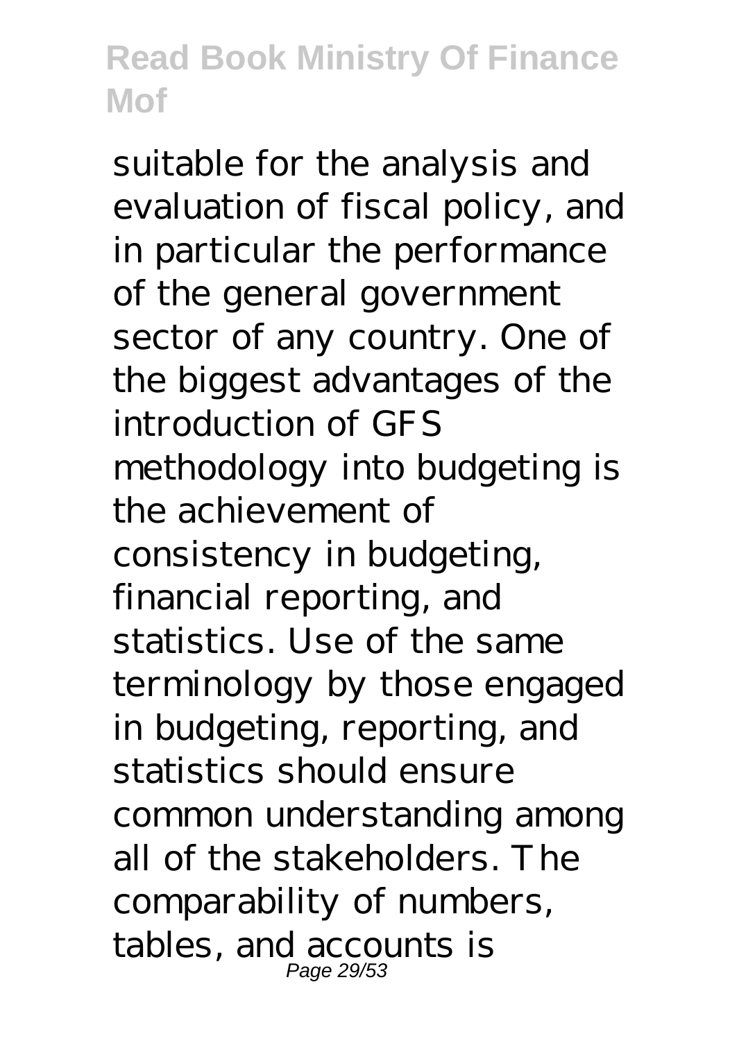suitable for the analysis and evaluation of fiscal policy, and in particular the performance of the general government sector of any country. One of the biggest advantages of the introduction of GFS methodology into budgeting is the achievement of consistency in budgeting, financial reporting, and statistics. Use of the same terminology by those engaged in budgeting, reporting, and statistics should ensure common understanding among all of the stakeholders. The comparability of numbers, tables, and accounts is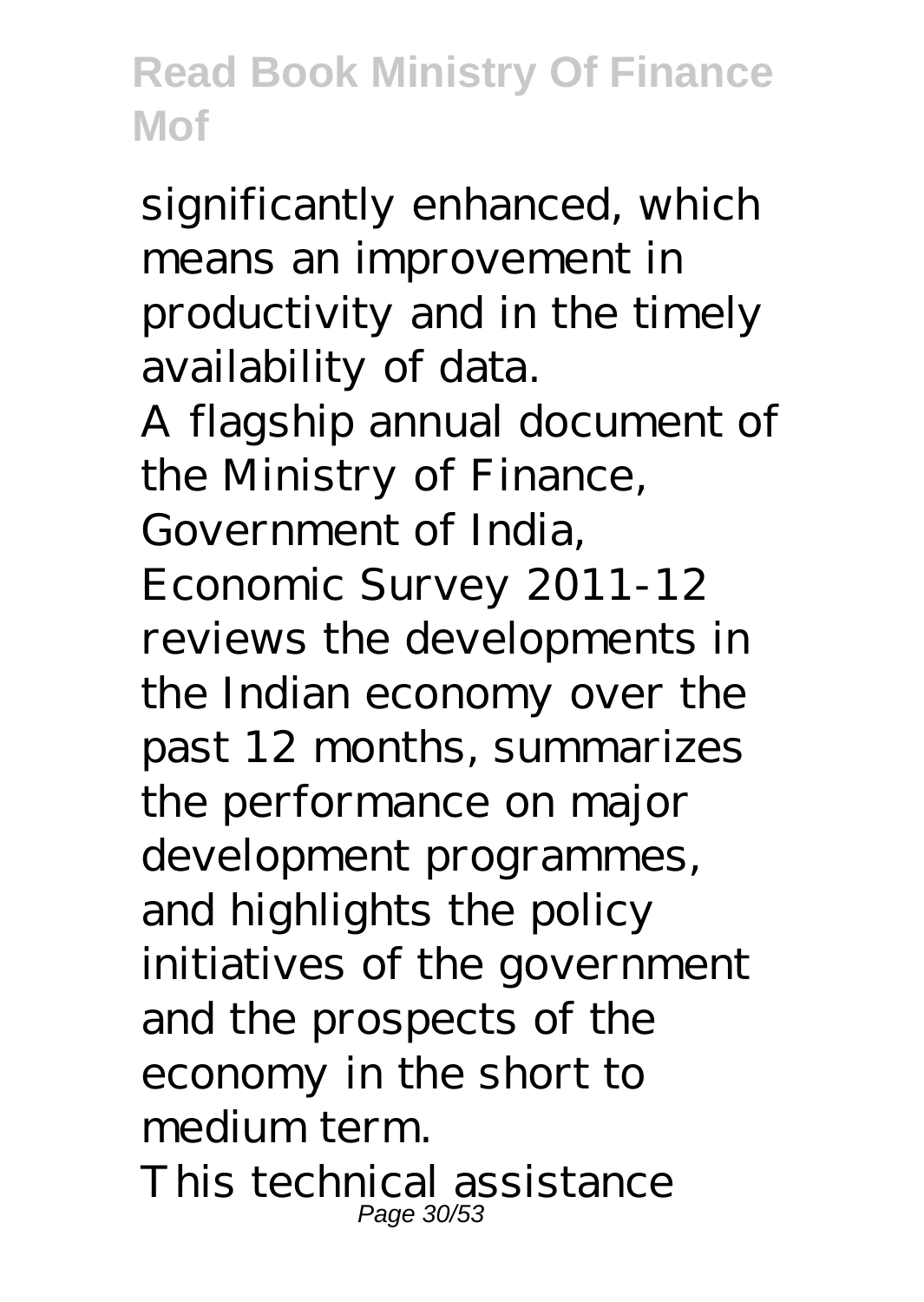significantly enhanced, which means an improvement in productivity and in the timely availability of data.

A flagship annual document of the Ministry of Finance, Government of India, Economic Survey 2011-12 reviews the developments in the Indian economy over the past 12 months, summarizes the performance on major development programmes, and highlights the policy initiatives of the government and the prospects of the economy in the short to medium term.

This technical assistance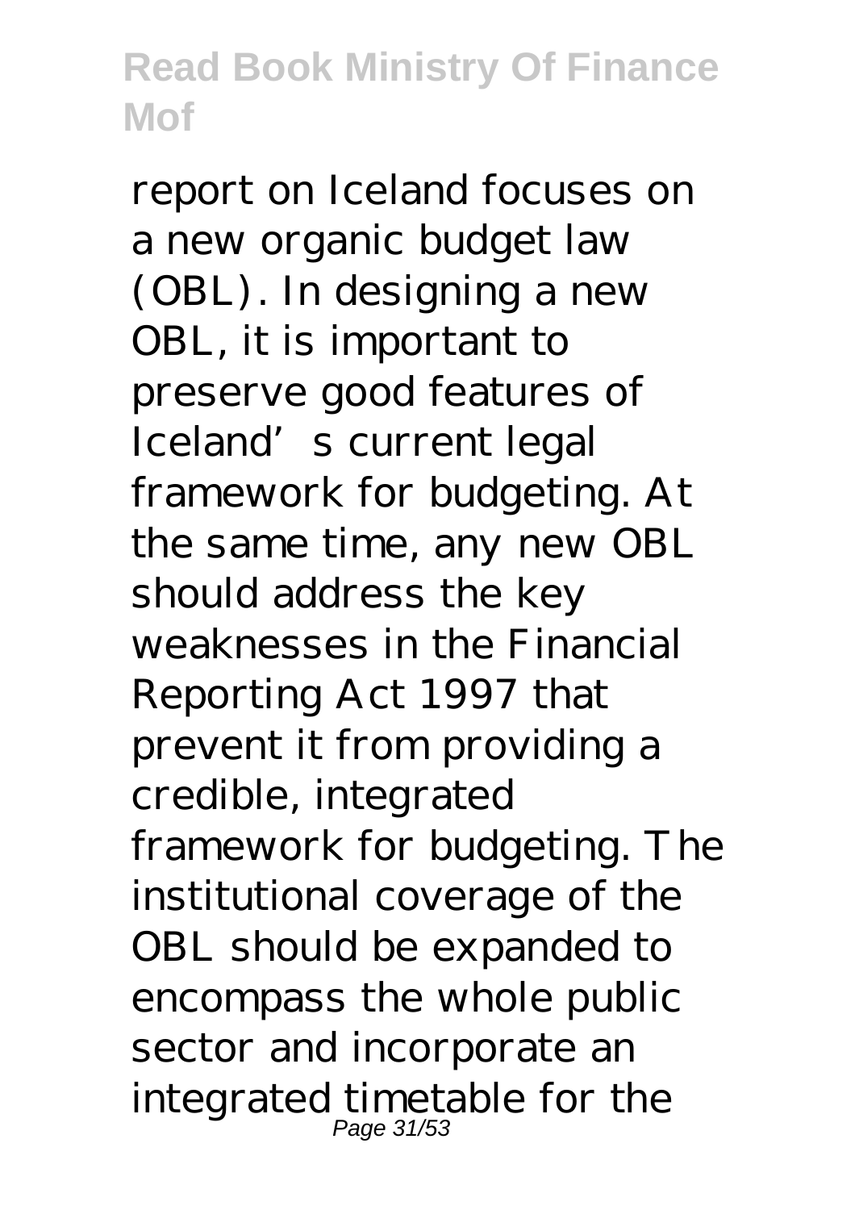report on Iceland focuses on a new organic budget law (OBL). In designing a new OBL, it is important to preserve good features of Iceland's current legal framework for budgeting. At the same time, any new OBL should address the key weaknesses in the Financial Reporting Act 1997 that prevent it from providing a credible, integrated framework for budgeting. The institutional coverage of the OBL should be expanded to encompass the whole public sector and incorporate an integrated timetable for the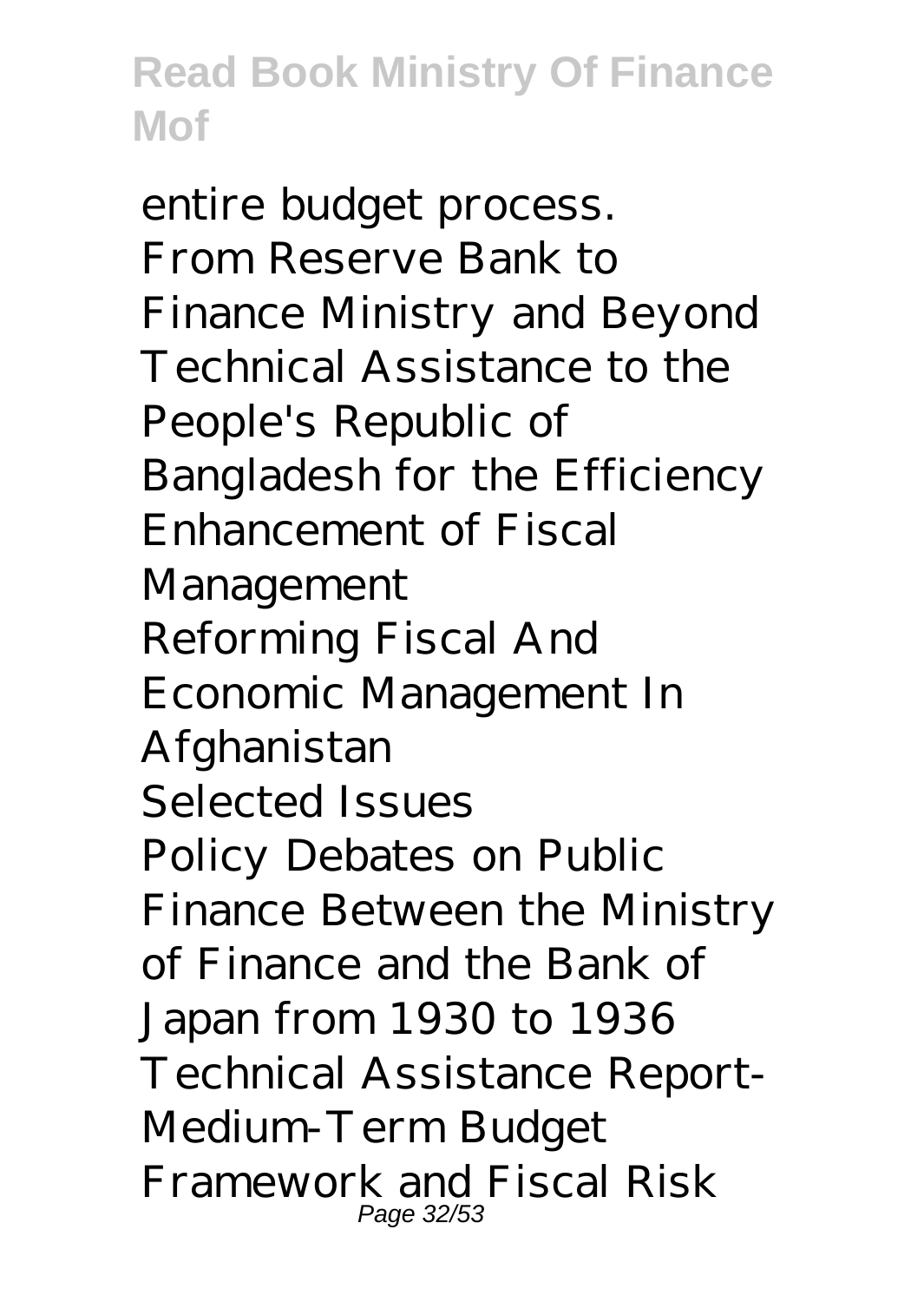entire budget process.
From Reserve Bank to Finance Ministry and Beyond
Technical Assistance to the People's Republic of Bangladesh for the Efficiency Enhancement of Fiscal Management
Reforming Fiscal And Economic Management In Afghanistan
Selected Issues
Policy Debates on Public Finance Between the Ministry of Finance and the Bank of Japan from 1930 to 1936
Technical Assistance Report-Medium-Term Budget Framework and Fiscal Risk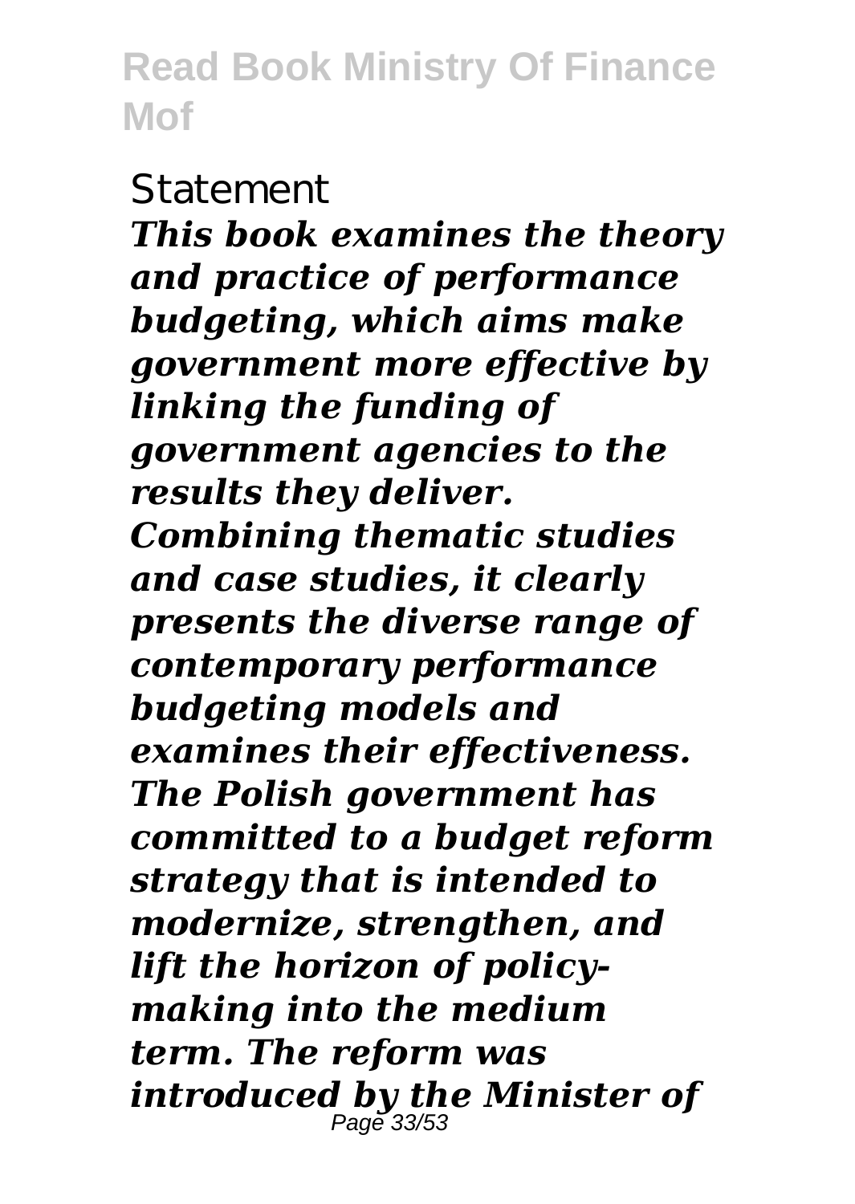Statement

***This book examines the theory and practice of performance budgeting, which aims make government more effective by linking the funding of government agencies to the results they deliver. Combining thematic studies and case studies, it clearly presents the diverse range of contemporary performance budgeting models and examines their effectiveness. The Polish government has committed to a budget reform strategy that is intended to modernize, strengthen, and lift the horizon of policy-making into the medium term. The reform was introduced by the Minister of***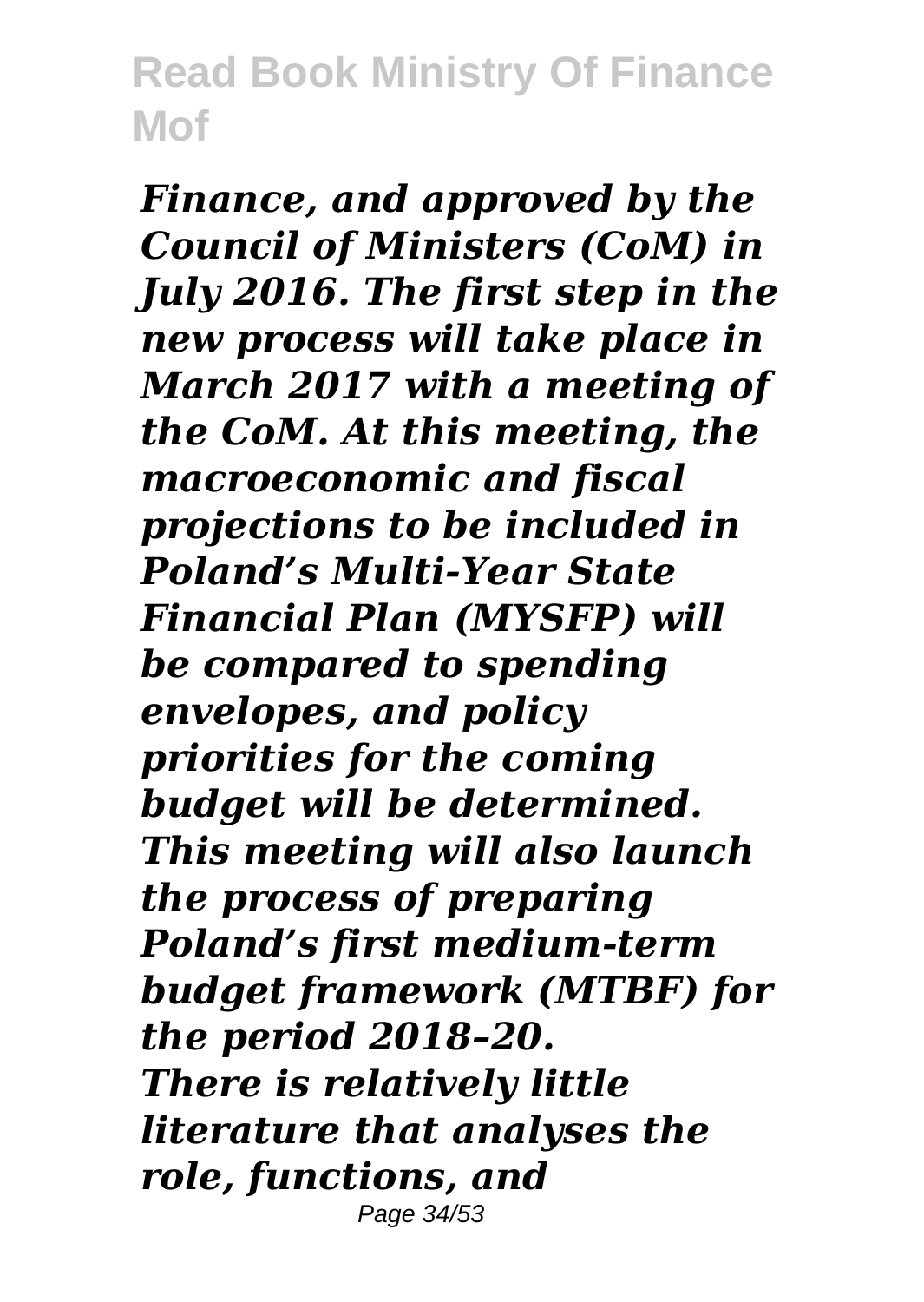*Finance, and approved by the Council of Ministers (CoM) in July 2016. The first step in the new process will take place in March 2017 with a meeting of the CoM. At this meeting, the macroeconomic and fiscal projections to be included in Poland's Multi-Year State Financial Plan (MYSFP) will be compared to spending envelopes, and policy priorities for the coming budget will be determined. This meeting will also launch the process of preparing Poland's first medium-term budget framework (MTBF) for the period 2018–20.*

*There is relatively little literature that analyses the role, functions, and*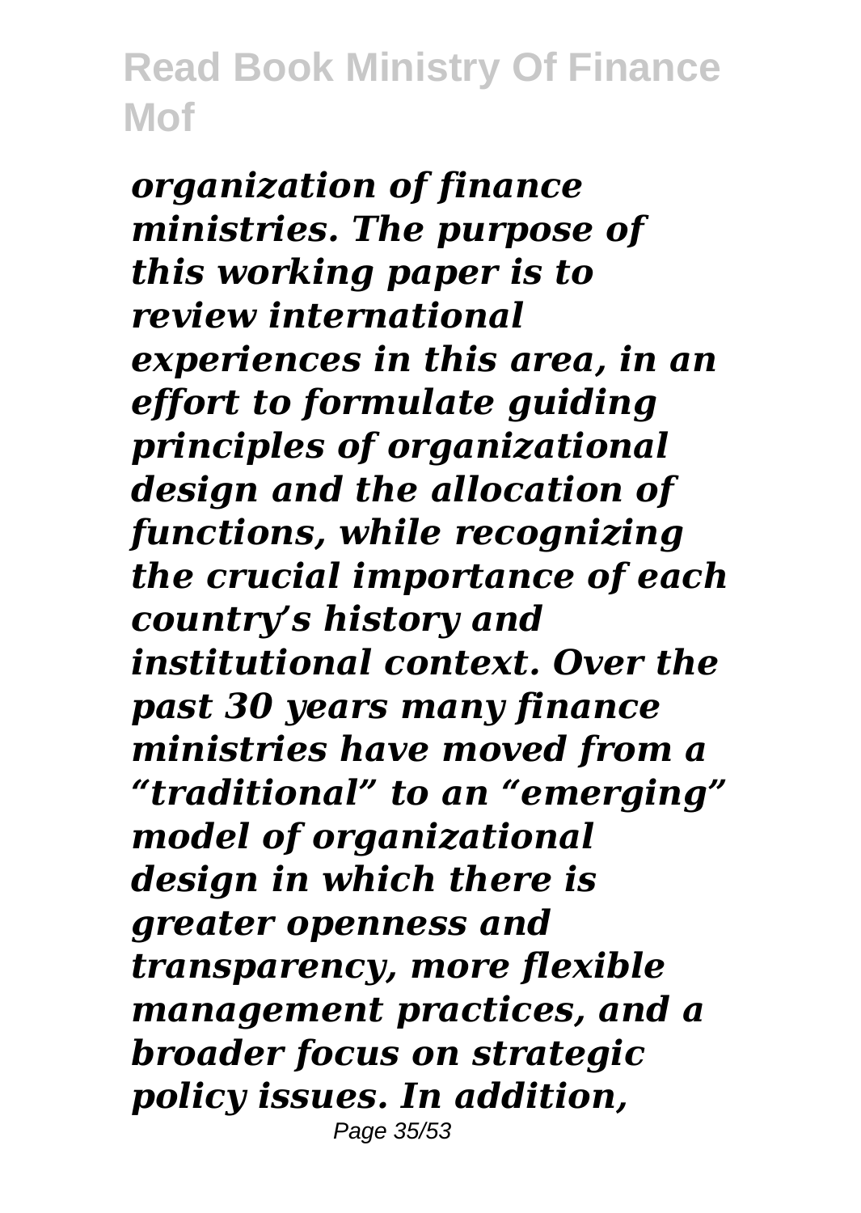*organization of finance ministries. The purpose of this working paper is to review international experiences in this area, in an effort to formulate guiding principles of organizational design and the allocation of functions, while recognizing the crucial importance of each country's history and institutional context. Over the past 30 years many finance ministries have moved from a "traditional" to an "emerging" model of organizational design in which there is greater openness and transparency, more flexible management practices, and a broader focus on strategic policy issues. In addition,*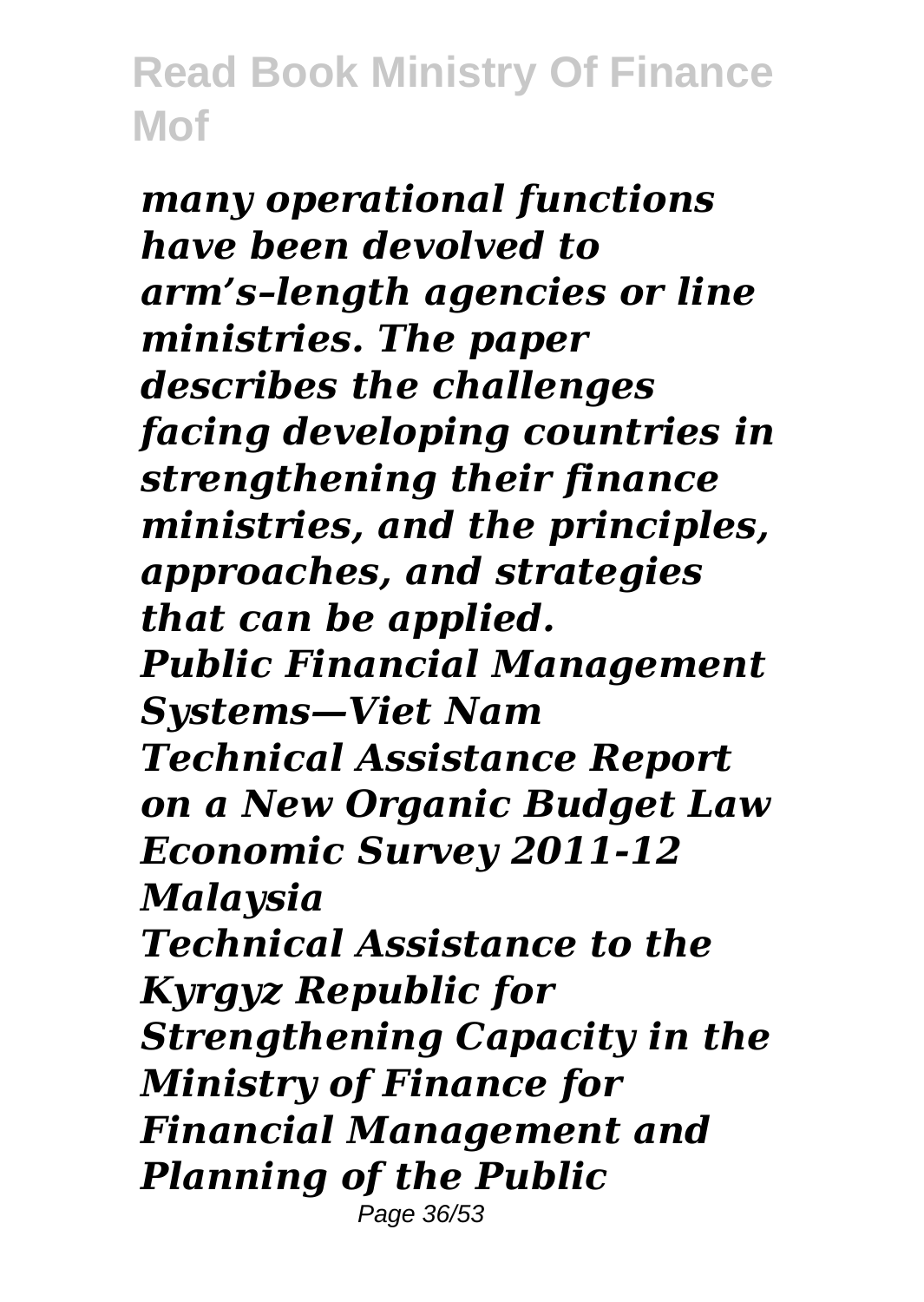*many operational functions have been devolved to arm's–length agencies or line ministries. The paper describes the challenges facing developing countries in strengthening their finance ministries, and the principles, approaches, and strategies that can be applied.*

***Public Financial Management Systems—Viet Nam***

***Technical Assistance Report on a New Organic Budget Law***

***Economic Survey 2011-12***

***Malaysia***

***Technical Assistance to the Kyrgyz Republic for Strengthening Capacity in the Ministry of Finance for Financial Management and Planning of the Public***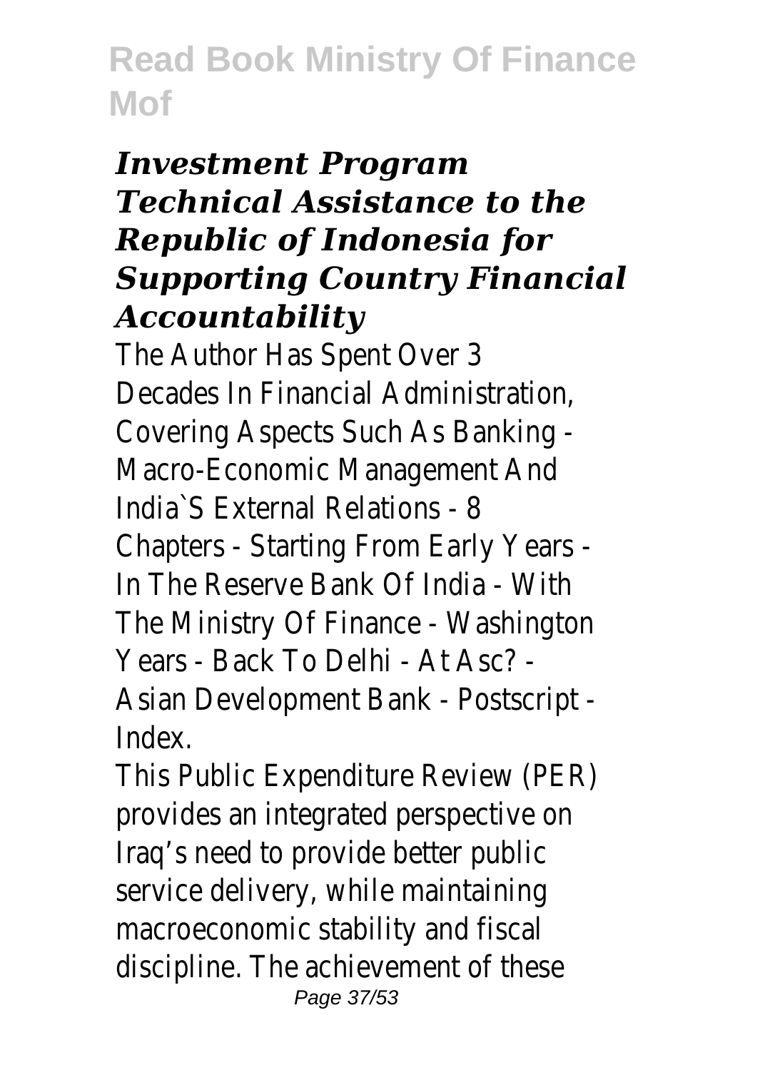### *Investment Program Technical Assistance to the Republic of Indonesia for Supporting Country Financial Accountability*

The Author Has Spent Over 3 Decades In Financial Administration, Covering Aspects Such As Banking - Macro-Economic Management And India`S External Relations - 8 Chapters - Starting From Early Years - In The Reserve Bank Of India - With The Ministry Of Finance - Washington Years - Back To Delhi - At Asc? - Asian Development Bank - Postscript - Index.

This Public Expenditure Review (PER) provides an integrated perspective on Iraq's need to provide better public service delivery, while maintaining macroeconomic stability and fiscal discipline. The achievement of these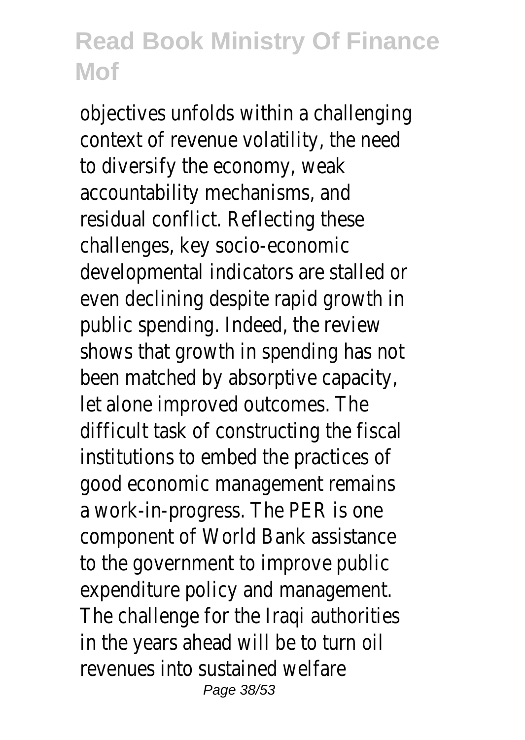objectives unfolds within a challenging context of revenue volatility, the need to diversify the economy, weak accountability mechanisms, and residual conflict. Reflecting these challenges, key socio-economic developmental indicators are stalled or even declining despite rapid growth in public spending. Indeed, the review shows that growth in spending has not been matched by absorptive capacity, let alone improved outcomes. The difficult task of constructing the fiscal institutions to embed the practices of good economic management remains a work-in-progress. The PER is one component of World Bank assistance to the government to improve public expenditure policy and management. The challenge for the Iraqi authorities in the years ahead will be to turn oil revenues into sustained welfare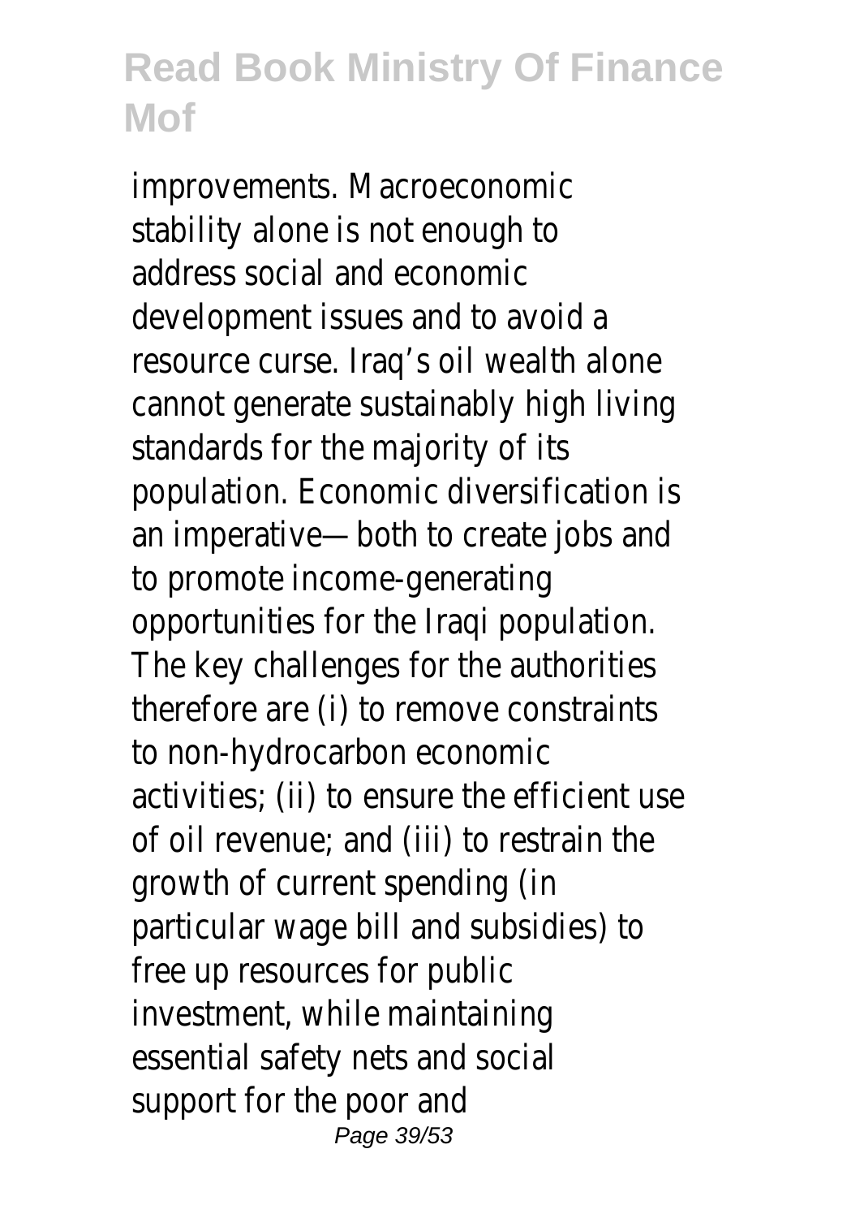improvements. Macroeconomic stability alone is not enough to address social and economic development issues and to avoid a resource curse. Iraq's oil wealth alone cannot generate sustainably high living standards for the majority of its population. Economic diversification is an imperative—both to create jobs and to promote income-generating opportunities for the Iraqi population. The key challenges for the authorities therefore are (i) to remove constraints to non-hydrocarbon economic activities; (ii) to ensure the efficient use of oil revenue; and (iii) to restrain the growth of current spending (in particular wage bill and subsidies) to free up resources for public investment, while maintaining essential safety nets and social support for the poor and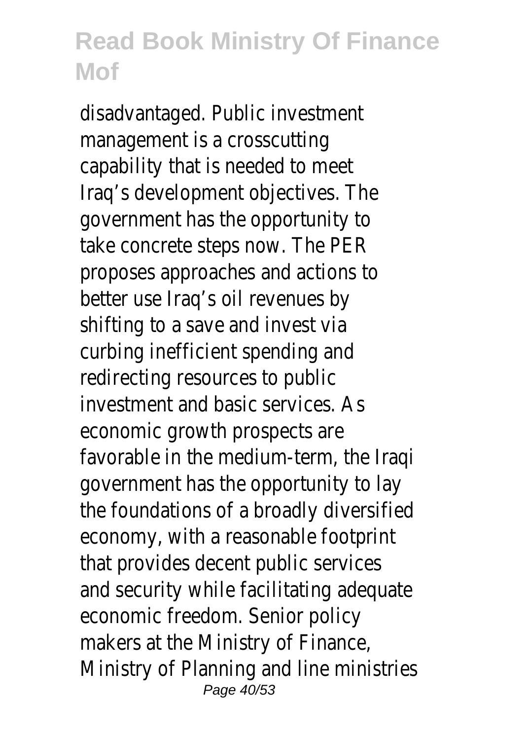disadvantaged. Public investment management is a crosscutting capability that is needed to meet Iraq's development objectives. The government has the opportunity to take concrete steps now. The PER proposes approaches and actions to better use Iraq's oil revenues by shifting to a save and invest via curbing inefficient spending and redirecting resources to public investment and basic services. As economic growth prospects are favorable in the medium-term, the Iraqi government has the opportunity to lay the foundations of a broadly diversified economy, with a reasonable footprint that provides decent public services and security while facilitating adequate economic freedom. Senior policy makers at the Ministry of Finance, Ministry of Planning and line ministries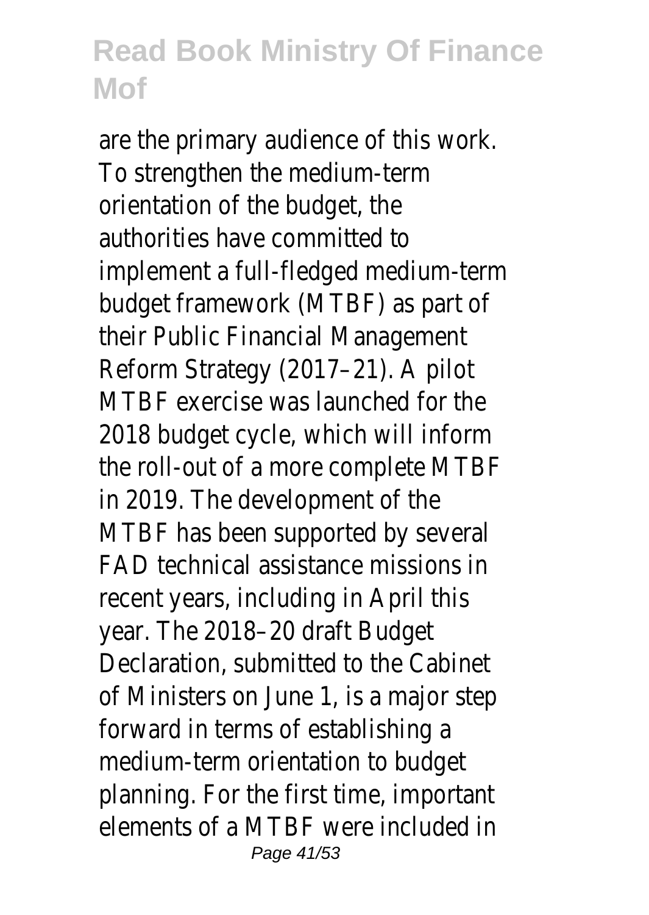are the primary audience of this work. To strengthen the medium-term orientation of the budget, the authorities have committed to implement a full-fledged medium-term budget framework (MTBF) as part of their Public Financial Management Reform Strategy (2017–21). A pilot MTBF exercise was launched for the 2018 budget cycle, which will inform the roll-out of a more complete MTBF in 2019. The development of the MTBF has been supported by several FAD technical assistance missions in recent years, including in April this year. The 2018–20 draft Budget Declaration, submitted to the Cabinet of Ministers on June 1, is a major step forward in terms of establishing a medium-term orientation to budget planning. For the first time, important elements of a MTBF were included in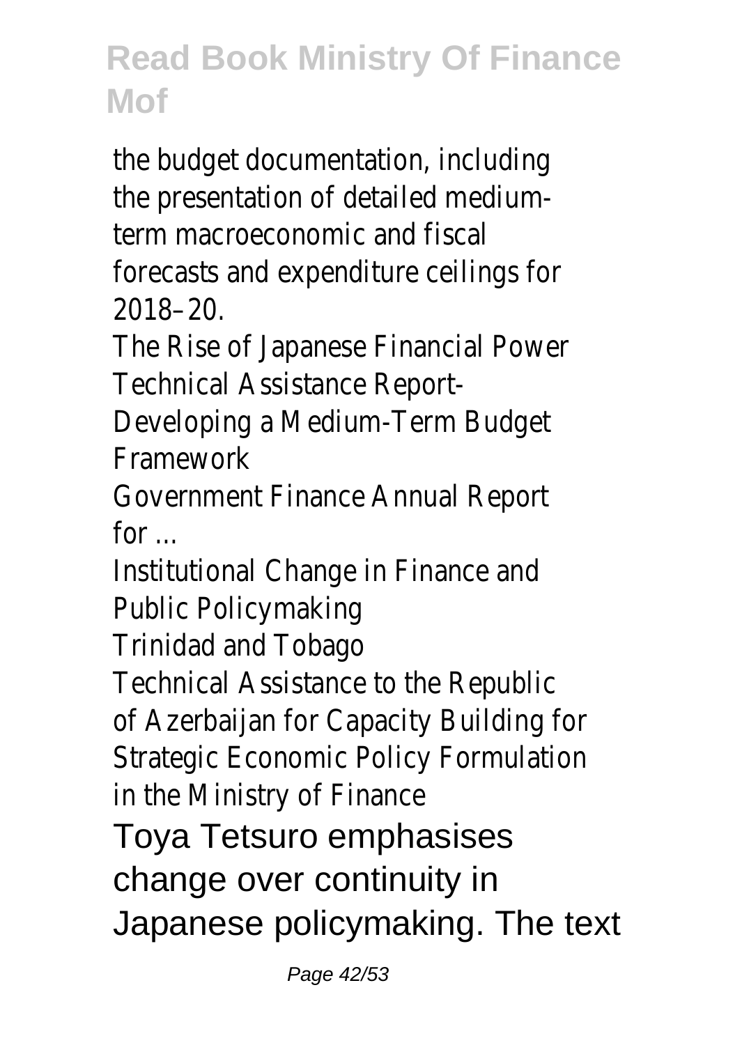the budget documentation, including the presentation of detailed medium-term macroeconomic and fiscal forecasts and expenditure ceilings for 2018–20.

The Rise of Japanese Financial Power
Technical Assistance Report-Developing a Medium-Term Budget Framework
Government Finance Annual Report for ...
Institutional Change in Finance and Public Policymaking
Trinidad and Tobago
Technical Assistance to the Republic of Azerbaijan for Capacity Building for Strategic Economic Policy Formulation in the Ministry of Finance

Toya Tetsuro emphasises change over continuity in Japanese policymaking. The text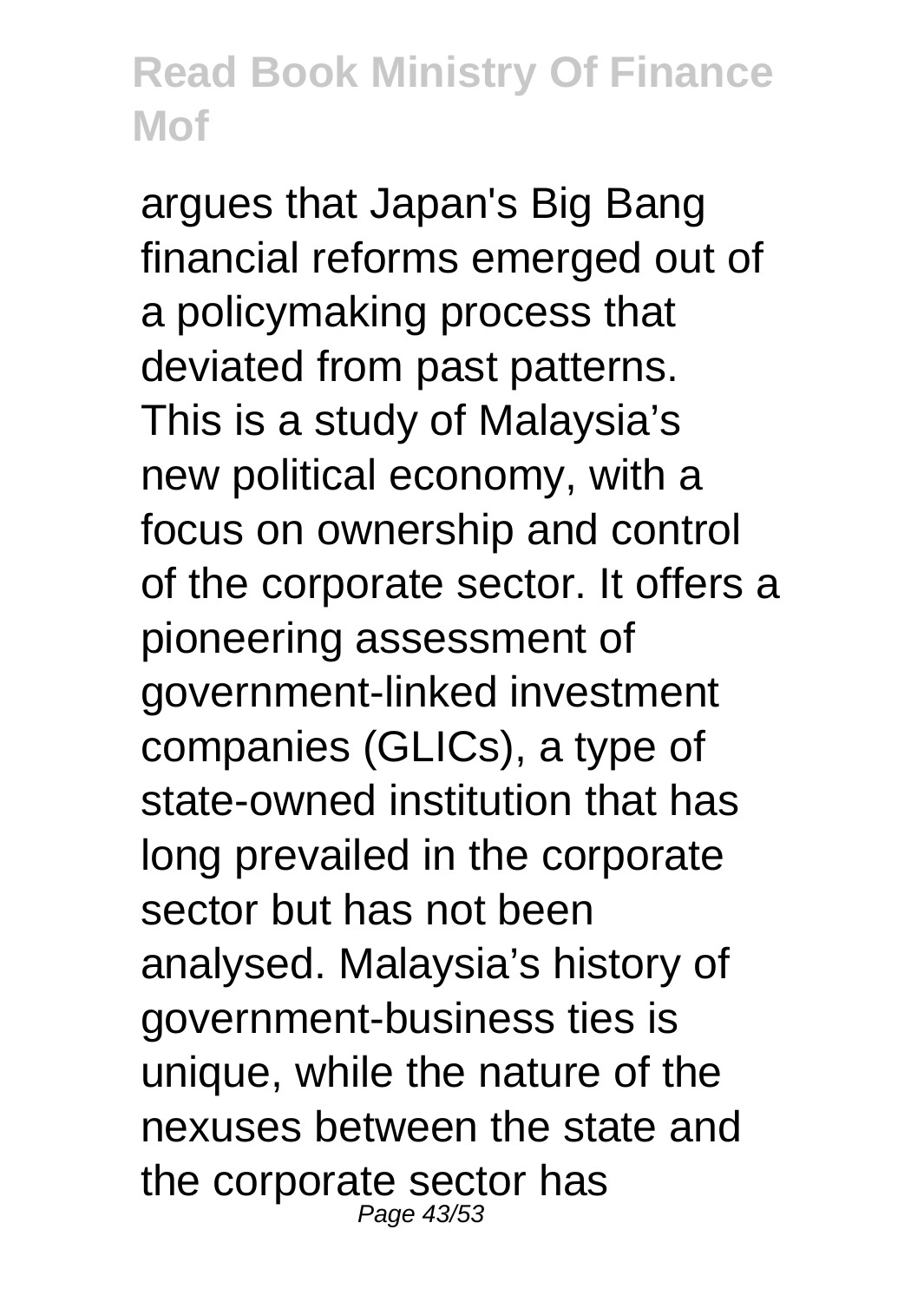argues that Japan's Big Bang financial reforms emerged out of a policymaking process that deviated from past patterns. This is a study of Malaysia's new political economy, with a focus on ownership and control of the corporate sector. It offers a pioneering assessment of government-linked investment companies (GLICs), a type of state-owned institution that has long prevailed in the corporate sector but has not been analysed. Malaysia's history of government-business ties is unique, while the nature of the nexuses between the state and the corporate sector has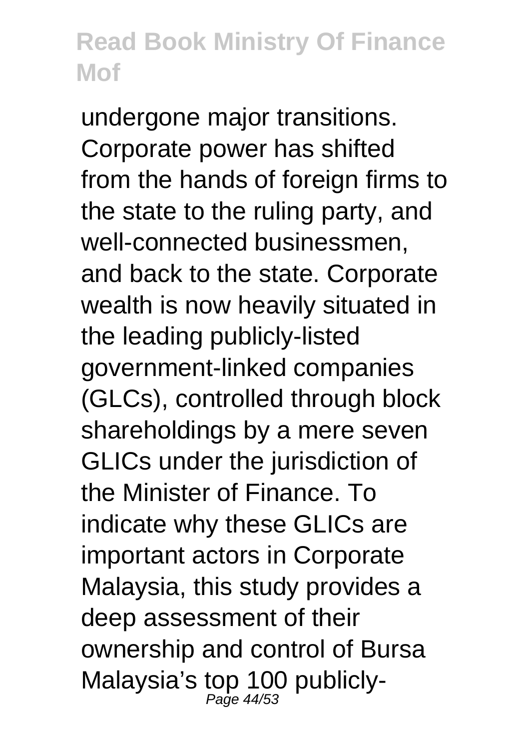undergone major transitions. Corporate power has shifted from the hands of foreign firms to the state to the ruling party, and well-connected businessmen, and back to the state. Corporate wealth is now heavily situated in the leading publicly-listed government-linked companies (GLCs), controlled through block shareholdings by a mere seven GLICs under the jurisdiction of the Minister of Finance. To indicate why these GLICs are important actors in Corporate Malaysia, this study provides a deep assessment of their ownership and control of Bursa Malaysia's top 100 publicly-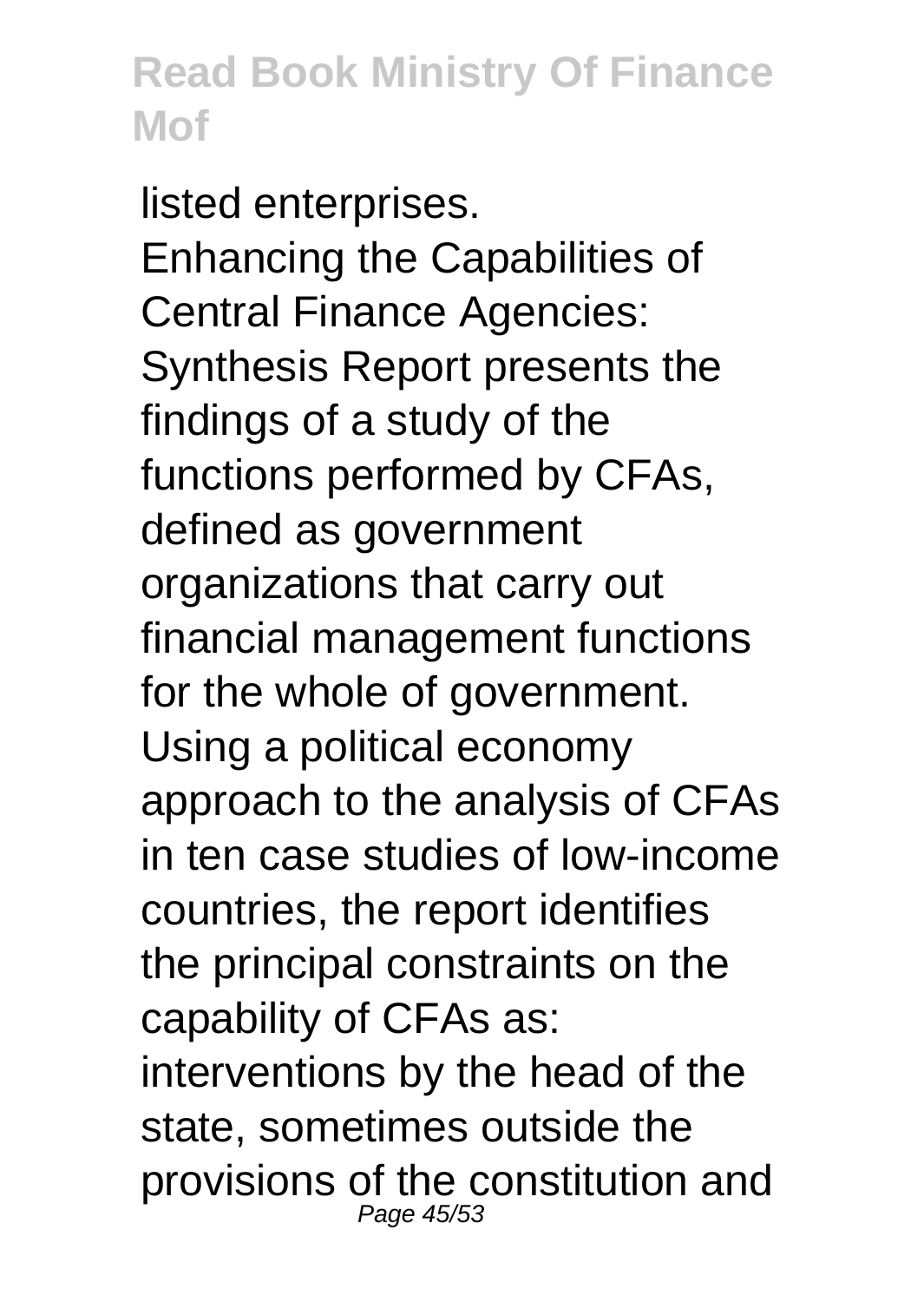listed enterprises.

Enhancing the Capabilities of Central Finance Agencies: Synthesis Report presents the findings of a study of the functions performed by CFAs, defined as government organizations that carry out financial management functions for the whole of government. Using a political economy approach to the analysis of CFAs in ten case studies of low-income countries, the report identifies the principal constraints on the capability of CFAs as: interventions by the head of the state, sometimes outside the provisions of the constitution and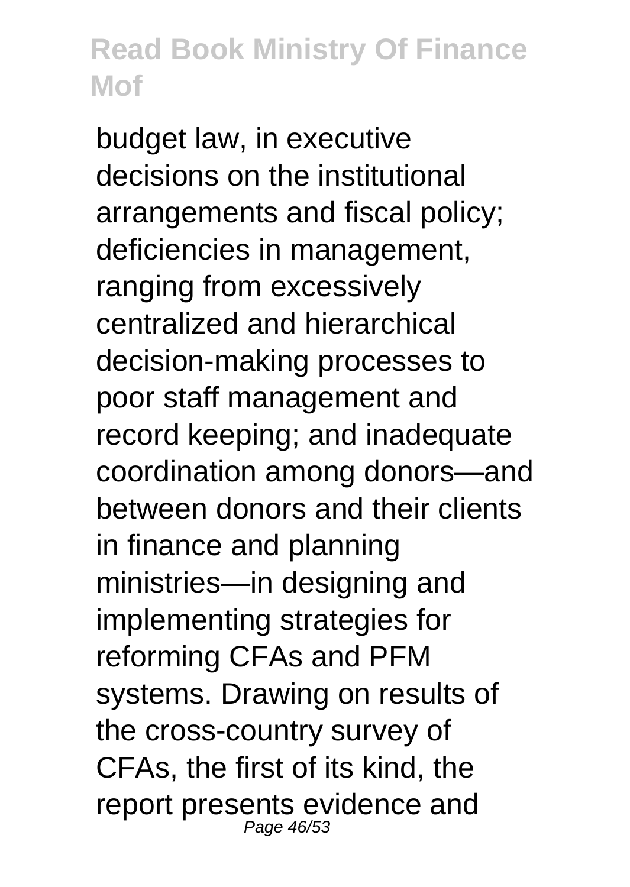budget law, in executive decisions on the institutional arrangements and fiscal policy; deficiencies in management, ranging from excessively centralized and hierarchical decision-making processes to poor staff management and record keeping; and inadequate coordination among donors—and between donors and their clients in finance and planning ministries—in designing and implementing strategies for reforming CFAs and PFM systems. Drawing on results of the cross-country survey of CFAs, the first of its kind, the report presents evidence and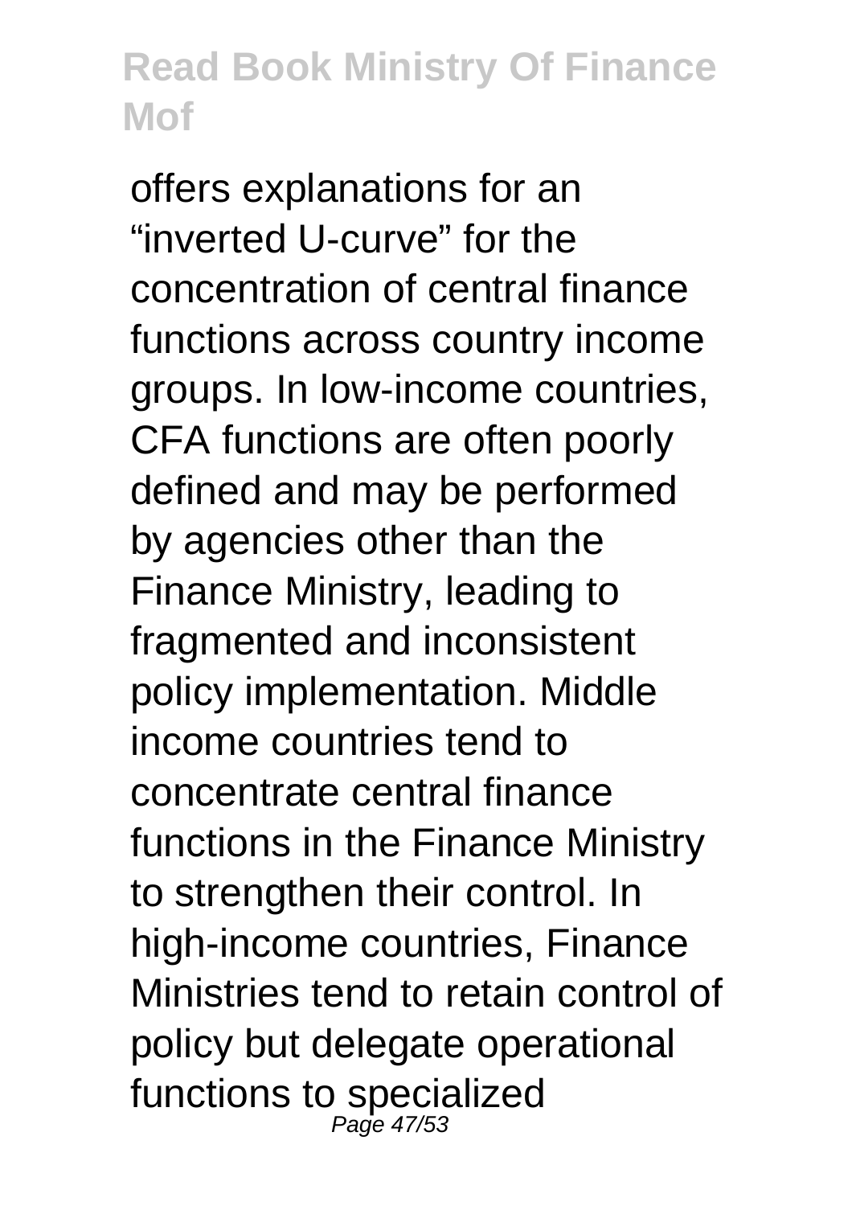offers explanations for an "inverted U-curve" for the concentration of central finance functions across country income groups. In low-income countries, CFA functions are often poorly defined and may be performed by agencies other than the Finance Ministry, leading to fragmented and inconsistent policy implementation. Middle income countries tend to concentrate central finance functions in the Finance Ministry to strengthen their control. In high-income countries, Finance Ministries tend to retain control of policy but delegate operational functions to specialized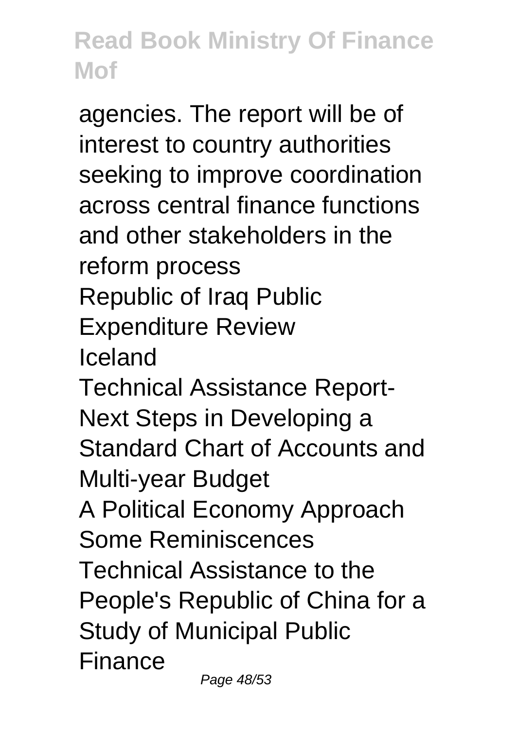agencies. The report will be of interest to country authorities seeking to improve coordination across central finance functions and other stakeholders in the reform process

Republic of Iraq Public Expenditure Review

Iceland

Technical Assistance Report-Next Steps in Developing a Standard Chart of Accounts and Multi-year Budget

A Political Economy Approach

Some Reminiscences

Technical Assistance to the People's Republic of China for a Study of Municipal Public Finance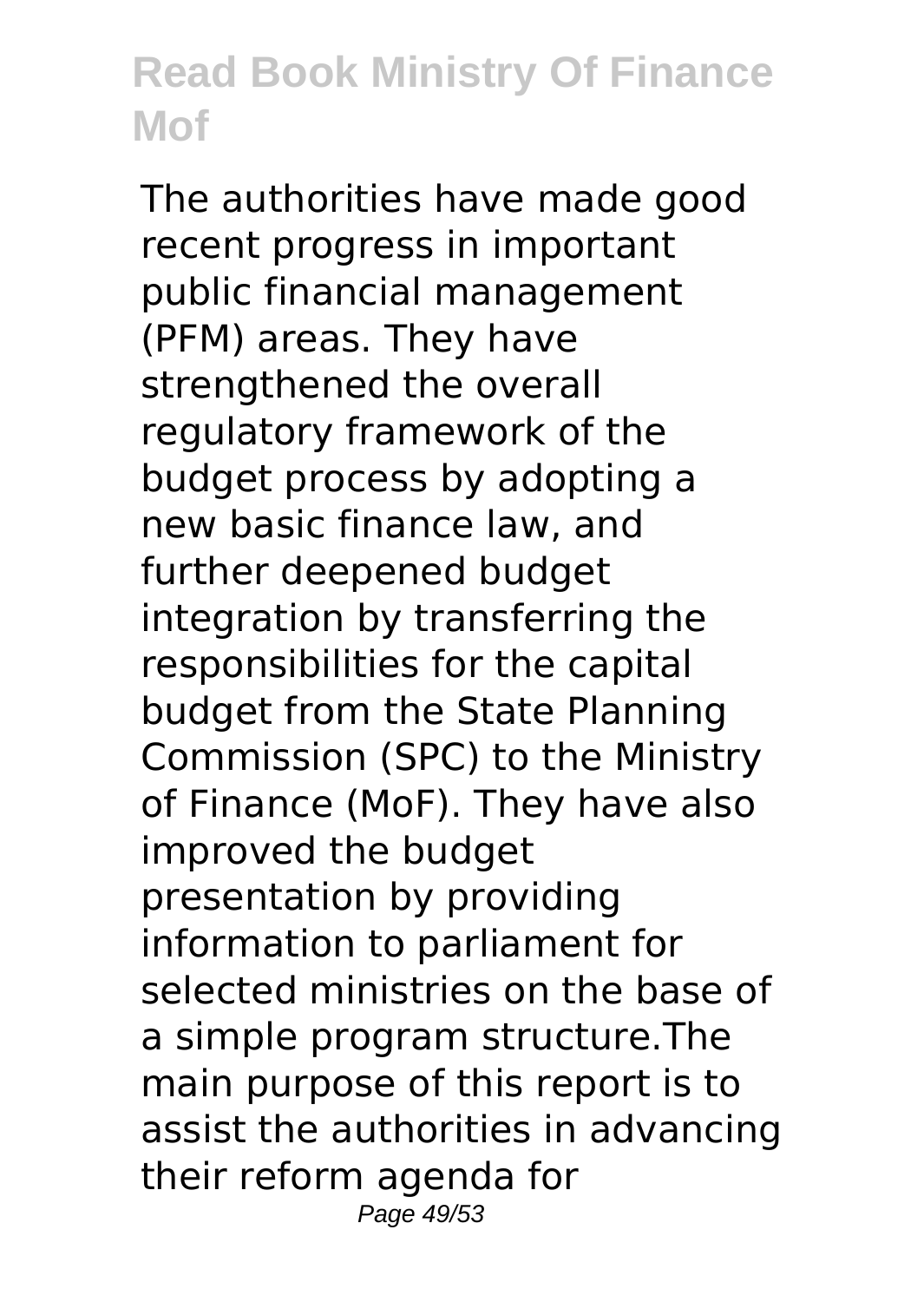The authorities have made good recent progress in important public financial management (PFM) areas. They have strengthened the overall regulatory framework of the budget process by adopting a new basic finance law, and further deepened budget integration by transferring the responsibilities for the capital budget from the State Planning Commission (SPC) to the Ministry of Finance (MoF). They have also improved the budget presentation by providing information to parliament for selected ministries on the base of a simple program structure.The main purpose of this report is to assist the authorities in advancing their reform agenda for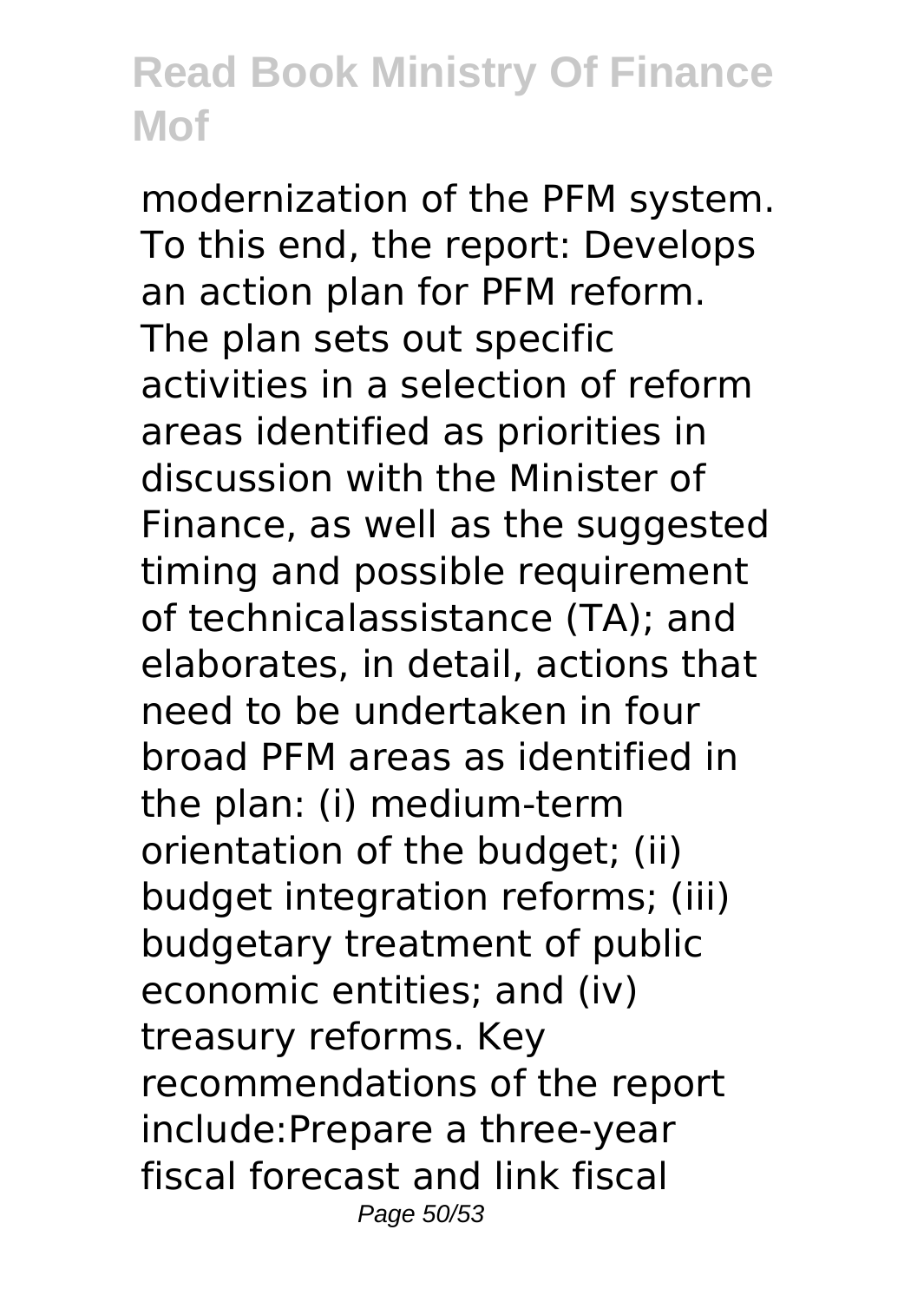modernization of the PFM system. To this end, the report: Develops an action plan for PFM reform. The plan sets out specific activities in a selection of reform areas identified as priorities in discussion with the Minister of Finance, as well as the suggested timing and possible requirement of technicalassistance (TA); and elaborates, in detail, actions that need to be undertaken in four broad PFM areas as identified in the plan: (i) medium-term orientation of the budget; (ii) budget integration reforms; (iii) budgetary treatment of public economic entities; and (iv) treasury reforms. Key recommendations of the report include:Prepare a three-year fiscal forecast and link fiscal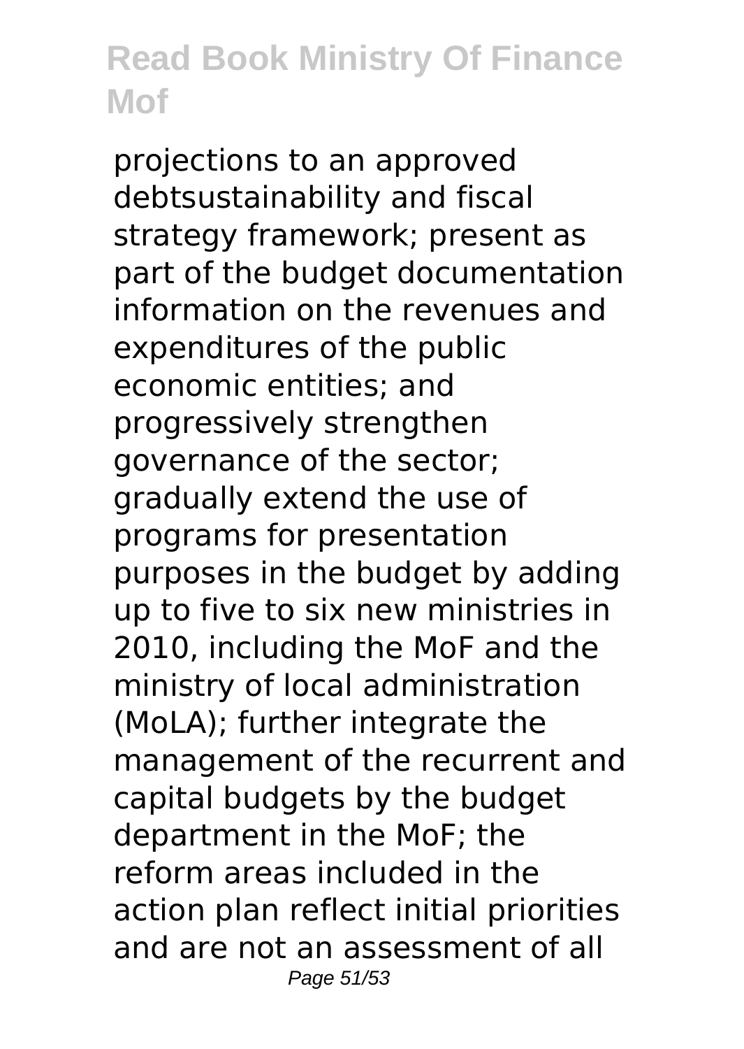projections to an approved debtsustainability and fiscal strategy framework; present as part of the budget documentation information on the revenues and expenditures of the public economic entities; and progressively strengthen governance of the sector; gradually extend the use of programs for presentation purposes in the budget by adding up to five to six new ministries in 2010, including the MoF and the ministry of local administration (MoLA); further integrate the management of the recurrent and capital budgets by the budget department in the MoF; the reform areas included in the action plan reflect initial priorities and are not an assessment of all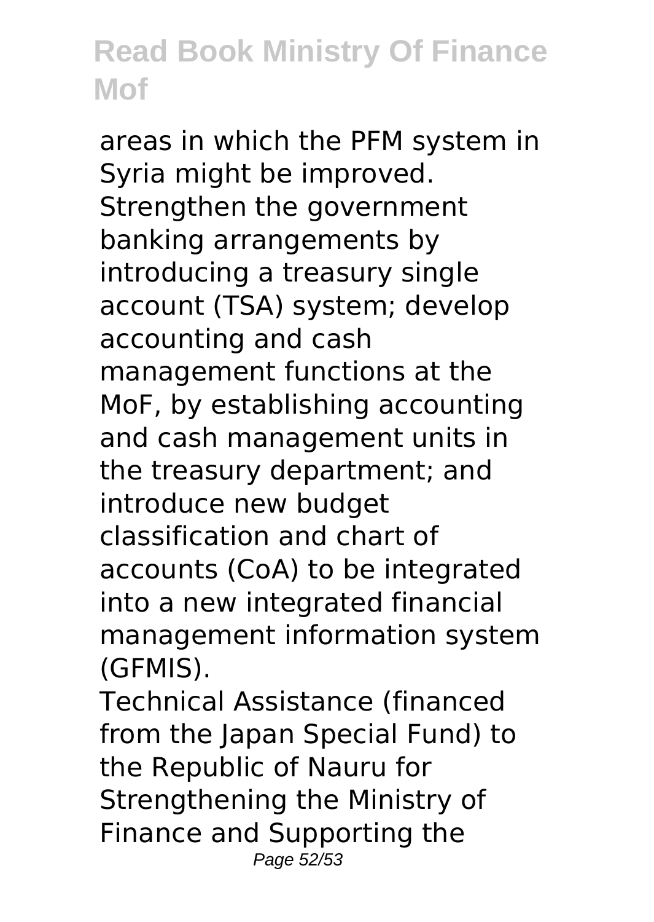areas in which the PFM system in Syria might be improved. Strengthen the government banking arrangements by introducing a treasury single account (TSA) system; develop accounting and cash management functions at the MoF, by establishing accounting and cash management units in the treasury department; and introduce new budget classification and chart of accounts (CoA) to be integrated into a new integrated financial management information system (GFMIS).

Technical Assistance (financed from the Japan Special Fund) to the Republic of Nauru for Strengthening the Ministry of Finance and Supporting the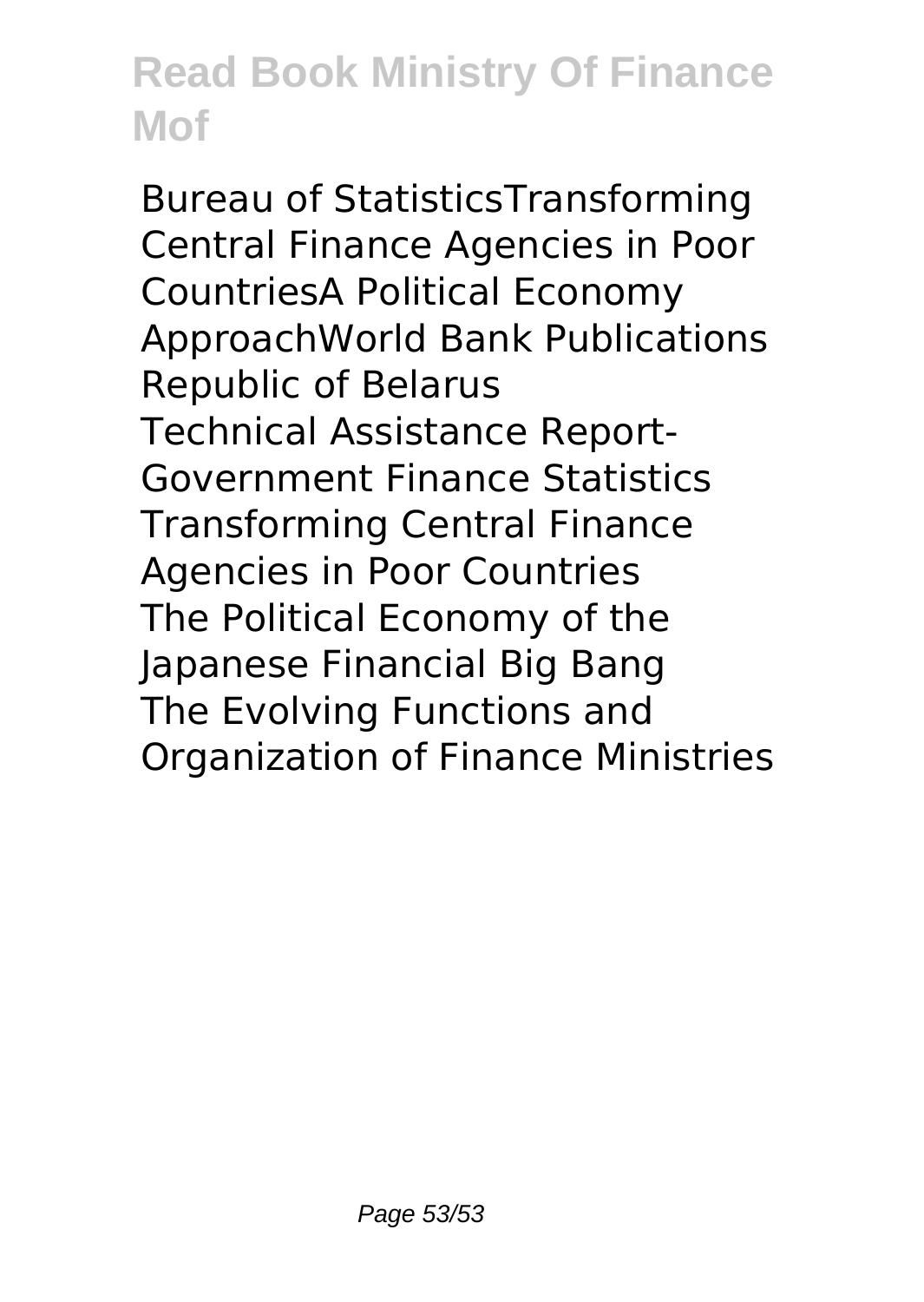Bureau of StatisticsTransforming Central Finance Agencies in Poor CountriesA Political Economy ApproachWorld Bank Publications
Republic of Belarus
Technical Assistance Report-Government Finance Statistics
Transforming Central Finance Agencies in Poor Countries
The Political Economy of the Japanese Financial Big Bang
The Evolving Functions and Organization of Finance Ministries